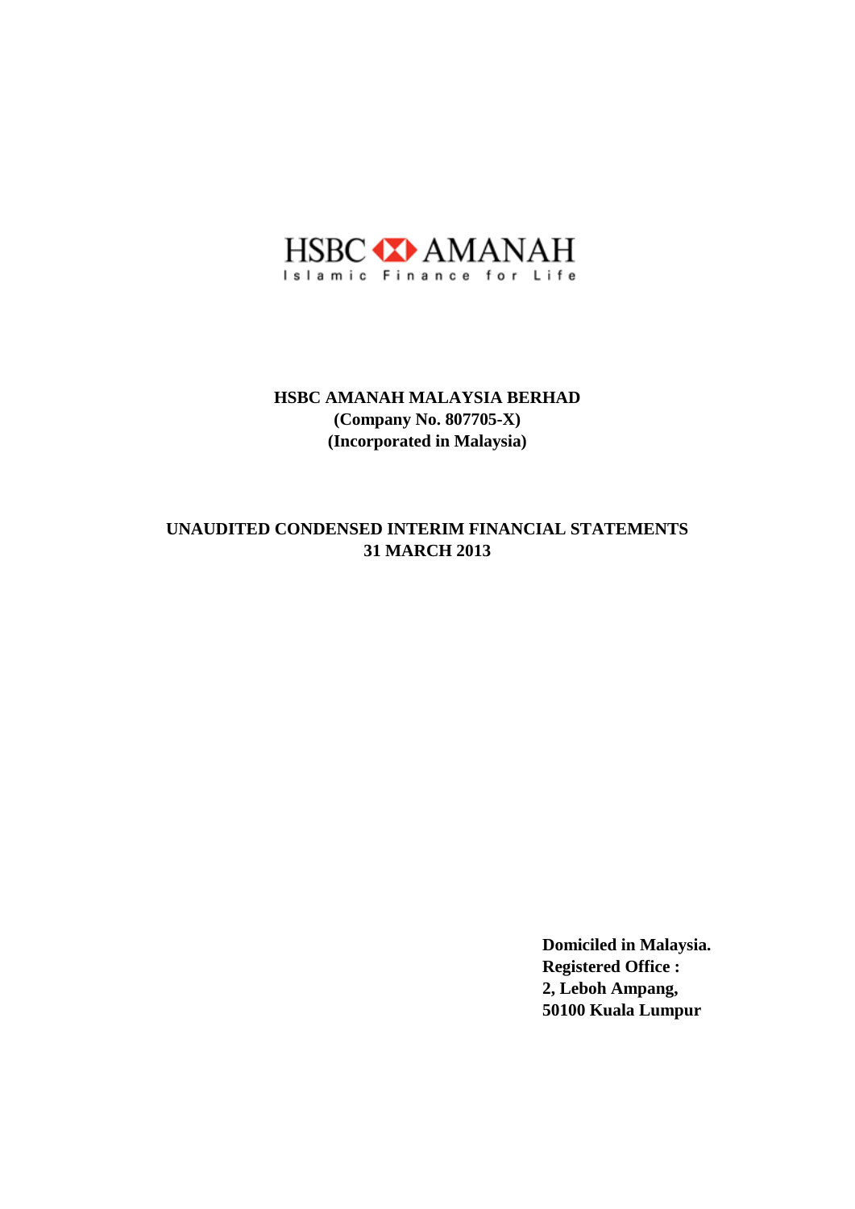HSBC AMANAH

Islamic Finance for Life

# HSBC AMANAH MALAYSIA BERHAD

**(Company No. 807705-X)**

**(Incorporated in Malaysia)**

## UNAUDITED CONDENSED INTERIM FINANCIAL STATEMENTS

## 31 MARCH 2013

**Domiciled in Malaysia.**

**Registered Office :**

**2, Leboh Ampang,**

**50100 Kuala Lumpur**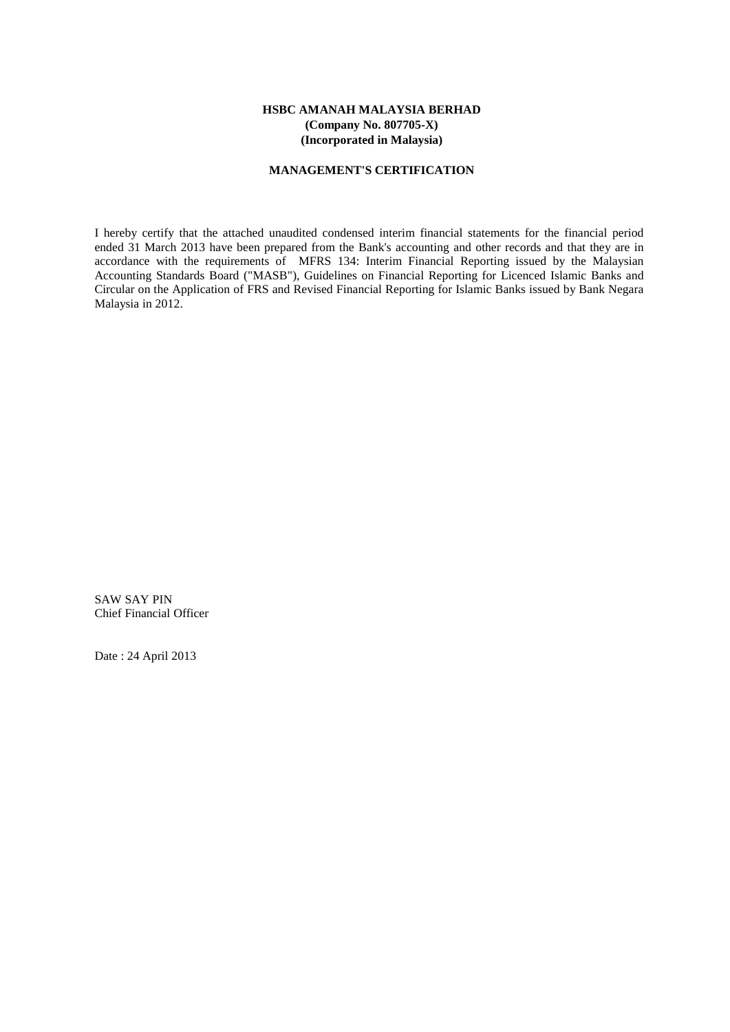**HSBC AMANAH MALAYSIA BERHAD**
**(Company No. 807705-X)**
**(Incorporated in Malaysia)**

**MANAGEMENT'S CERTIFICATION**

I hereby certify that the attached unaudited condensed interim financial statements for the financial period ended 31 March 2013 have been prepared from the Bank's accounting and other records and that they are in accordance with the requirements of MFRS 134: Interim Financial Reporting issued by the Malaysian Accounting Standards Board ("MASB"), Guidelines on Financial Reporting for Licenced Islamic Banks and Circular on the Application of FRS and Revised Financial Reporting for Islamic Banks issued by Bank Negara Malaysia in 2012.

SAW SAY PIN
Chief Financial Officer

Date : 24 April 2013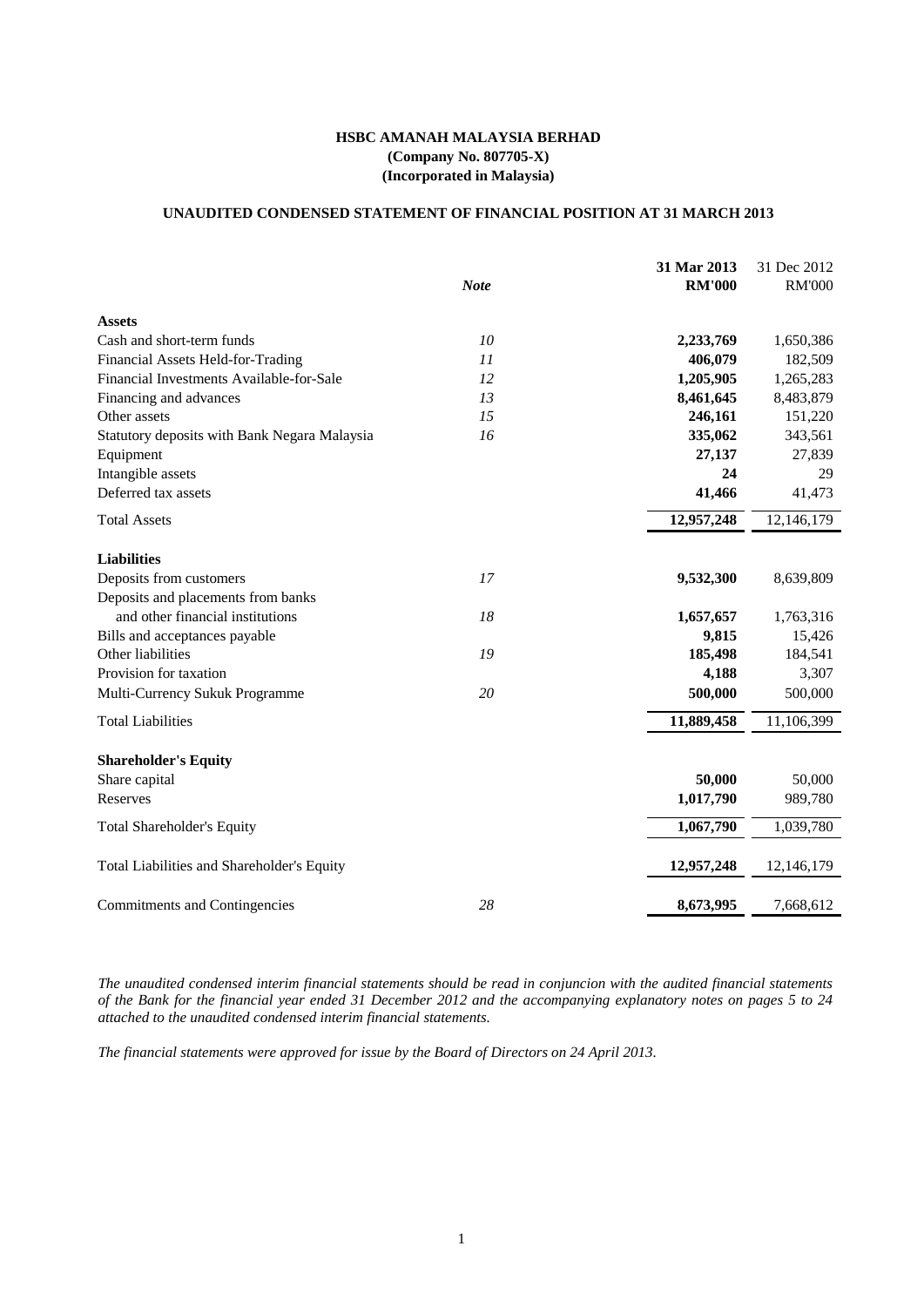**HSBC AMANAH MALAYSIA BERHAD**
**(Company No. 807705-X)**
**(Incorporated in Malaysia)**

**UNAUDITED CONDENSED STATEMENT OF FINANCIAL POSITION AT 31 MARCH 2013**

| | *Note* | **31 Mar 2013 RM'000** | 31 Dec 2012 RM'000 |
|---|---|---|---|
| **Assets** | | | |
| Cash and short-term funds | *10* | **2,233,769** | 1,650,386 |
| Financial Assets Held-for-Trading | *11* | **406,079** | 182,509 |
| Financial Investments Available-for-Sale | *12* | **1,205,905** | 1,265,283 |
| Financing and advances | *13* | **8,461,645** | 8,483,879 |
| Other assets | *15* | **246,161** | 151,220 |
| Statutory deposits with Bank Negara Malaysia | *16* | **335,062** | 343,561 |
| Equipment | | **27,137** | 27,839 |
| Intangible assets | | **24** | 29 |
| Deferred tax assets | | **41,466** | 41,473 |
| Total Assets | | **12,957,248** | 12,146,179 |
| **Liabilities** | | | |
| Deposits from customers | *17* | **9,532,300** | 8,639,809 |
| Deposits and placements from banks and other financial institutions | *18* | **1,657,657** | 1,763,316 |
| Bills and acceptances payable | | **9,815** | 15,426 |
| Other liabilities | *19* | **185,498** | 184,541 |
| Provision for taxation | | **4,188** | 3,307 |
| Multi-Currency Sukuk Programme | *20* | **500,000** | 500,000 |
| Total Liabilities | | **11,889,458** | 11,106,399 |
| **Shareholder's Equity** | | | |
| Share capital | | **50,000** | 50,000 |
| Reserves | | **1,017,790** | 989,780 |
| Total Shareholder's Equity | | **1,067,790** | 1,039,780 |
| Total Liabilities and Shareholder's Equity | | **12,957,248** | 12,146,179 |
| Commitments and Contingencies | *28* | **8,673,995** | 7,668,612 |

*The unaudited condensed interim financial statements should be read in conjuncion with the audited financial statements of the Bank for the financial year ended 31 December 2012 and the accompanying explanatory notes on pages 5 to 24 attached to the unaudited condensed interim financial statements.*

*The financial statements were approved for issue by the Board of Directors on 24 April 2013.*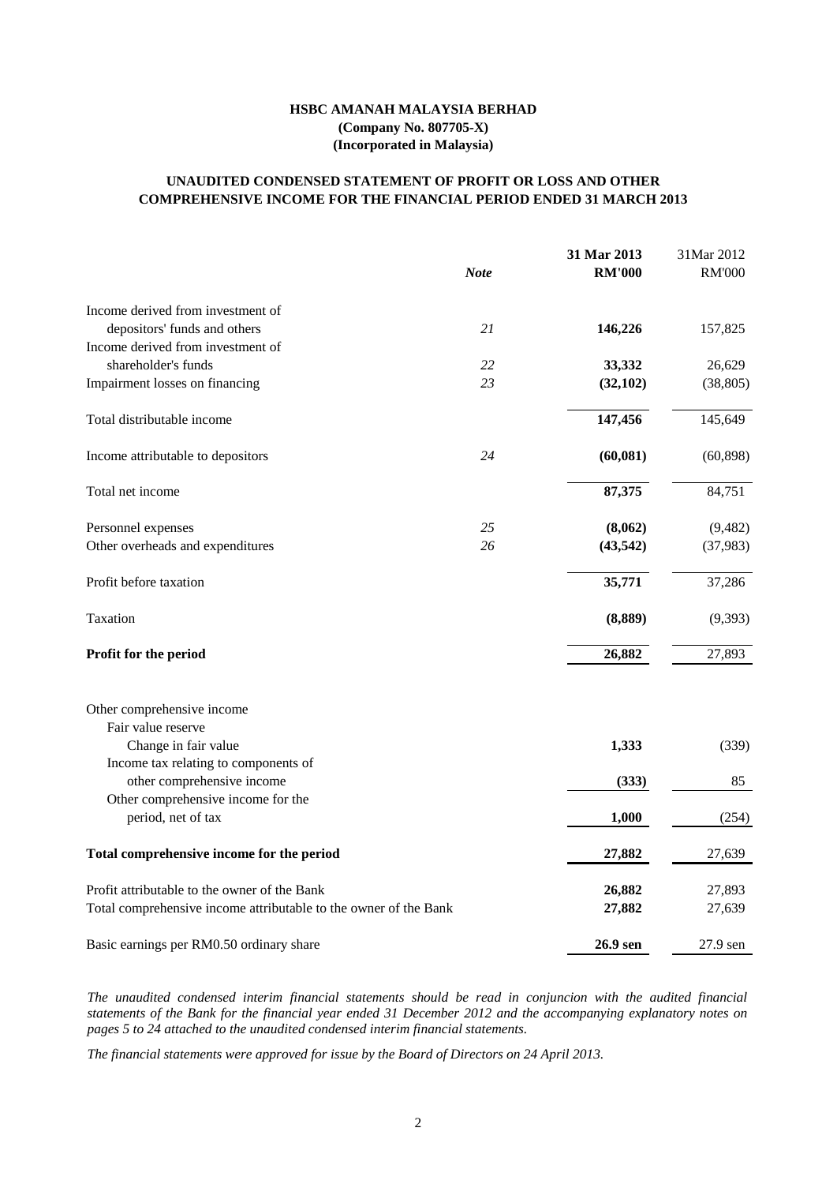**HSBC AMANAH MALAYSIA BERHAD**
**(Company No. 807705-X)**
**(Incorporated in Malaysia)**

**UNAUDITED CONDENSED STATEMENT OF PROFIT OR LOSS AND OTHER COMPREHENSIVE INCOME FOR THE FINANCIAL PERIOD ENDED 31 MARCH 2013**

| | *Note* | **31 Mar 2013 RM'000** | 31Mar 2012 RM'000 |
|---|---|---|---|
| Income derived from investment of depositors' funds and others | *21* | **146,226** | 157,825 |
| Income derived from investment of shareholder's funds | *22* | **33,332** | 26,629 |
| Impairment losses on financing | *23* | **(32,102)** | (38,805) |
| Total distributable income | | **147,456** | 145,649 |
| Income attributable to depositors | *24* | **(60,081)** | (60,898) |
| Total net income | | **87,375** | 84,751 |
| Personnel expenses | *25* | **(8,062)** | (9,482) |
| Other overheads and expenditures | *26* | **(43,542)** | (37,983) |
| Profit before taxation | | **35,771** | 37,286 |
| Taxation | | **(8,889)** | (9,393) |
| **Profit for the period** | | **26,882** | 27,893 |
| | | | |
| Other comprehensive income | | | |
| Fair value reserve | | | |
| Change in fair value | | **1,333** | (339) |
| Income tax relating to components of other comprehensive income | | **(333)** | 85 |
| Other comprehensive income for the period, net of tax | | **1,000** | (254) |
| **Total comprehensive income for the period** | | **27,882** | 27,639 |
| Profit attributable to the owner of the Bank | | **26,882** | 27,893 |
| Total comprehensive income attributable to the owner of the Bank | | **27,882** | 27,639 |
| Basic earnings per RM0.50 ordinary share | | **26.9 sen** | 27.9 sen |

*The unaudited condensed interim financial statements should be read in conjuncion with the audited financial statements of the Bank for the financial year ended 31 December 2012 and the accompanying explanatory notes on pages 5 to 24 attached to the unaudited condensed interim financial statements.*

*The financial statements were approved for issue by the Board of Directors on 24 April 2013.*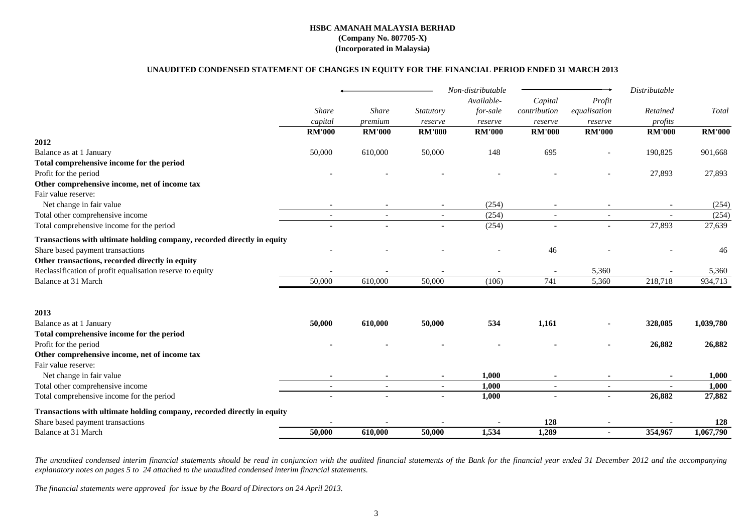**HSBC AMANAH MALAYSIA BERHAD**
**(Company No. 807705-X)**
**(Incorporated in Malaysia)**

**UNAUDITED CONDENSED STATEMENT OF CHANGES IN EQUITY FOR THE FINANCIAL PERIOD ENDED 31 MARCH 2013**

| | Non-distributable | | | | | | Distributable | |
|---|---|---|---|---|---|---|---|---|
| | *Share capital* | *Share premium* | *Statutory reserve* | *Available-for-sale reserve* | *Capital contribution reserve* | *Profit equalisation reserve* | *Retained profits* | *Total* |
| | **RM'000** | **RM'000** | **RM'000** | **RM'000** | **RM'000** | **RM'000** | **RM'000** | **RM'000** |
| **2012** | | | | | | | | |
| Balance as at 1 January | 50,000 | 610,000 | 50,000 | 148 | 695 | - | 190,825 | 901,668 |
| **Total comprehensive income for the period** | | | | | | | | |
| Profit for the period | - | - | - | - | - | - | 27,893 | 27,893 |
| **Other comprehensive income, net of income tax** | | | | | | | | |
| Fair value reserve: | | | | | | | | |
| Net change in fair value | - | - | - | (254) | - | - | - | (254) |
| Total other comprehensive income | - | - | - | (254) | - | - | - | (254) |
| Total comprehensive income for the period | - | - | - | (254) | - | - | 27,893 | 27,639 |
| **Transactions with ultimate holding company, recorded directly in equity** | | | | | | | | |
| Share based payment transactions | - | - | - | - | 46 | - | - | 46 |
| **Other transactions, recorded directly in equity** | | | | | | | | |
| Reclassification of profit equalisation reserve to equity | - | - | - | - | - | 5,360 | - | 5,360 |
| Balance at 31 March | 50,000 | 610,000 | 50,000 | (106) | 741 | 5,360 | 218,718 | 934,713 |
| **2013** | | | | | | | | |
| Balance as at 1 January | **50,000** | **610,000** | **50,000** | **534** | **1,161** | **-** | **328,085** | **1,039,780** |
| **Total comprehensive income for the period** | | | | | | | | |
| Profit for the period | **-** | **-** | **-** | **-** | **-** | **-** | **26,882** | **26,882** |
| **Other comprehensive income, net of income tax** | | | | | | | | |
| Fair value reserve: | | | | | | | | |
| Net change in fair value | **-** | **-** | **-** | **1,000** | **-** | **-** | **-** | **1,000** |
| Total other comprehensive income | **-** | **-** | **-** | **1,000** | **-** | **-** | **-** | **1,000** |
| Total comprehensive income for the period | **-** | **-** | **-** | **1,000** | **-** | **-** | **26,882** | **27,882** |
| **Transactions with ultimate holding company, recorded directly in equity** | | | | | | | | |
| Share based payment transactions | **-** | **-** | **-** | **-** | **128** | **-** | **-** | **128** |
| Balance at 31 March | **50,000** | **610,000** | **50,000** | **1,534** | **1,289** | **-** | **354,967** | **1,067,790** |

*The unaudited condensed interim financial statements should be read in conjuncion with the audited financial statements of the Bank for the financial year ended 31 December 2012 and the accompanying explanatory notes on pages 5 to 24 attached to the unaudited condensed interim financial statements.*

*The financial statements were approved for issue by the Board of Directors on 24 April 2013.*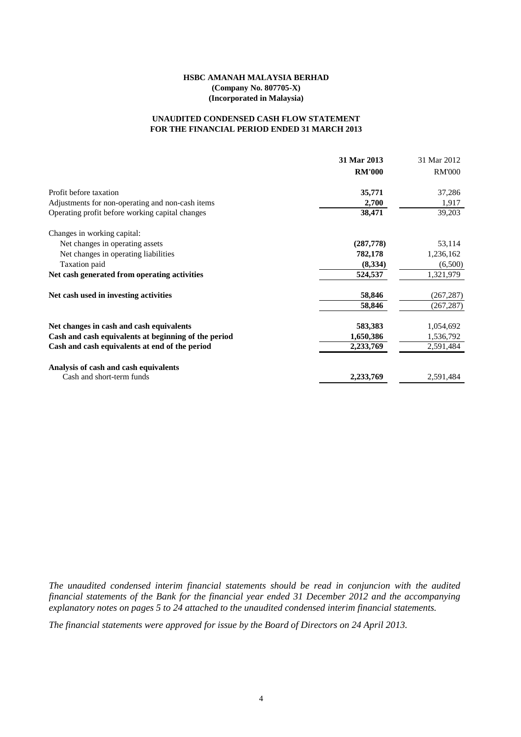**HSBC AMANAH MALAYSIA BERHAD**
**(Company No. 807705-X)**
**(Incorporated in Malaysia)**

**UNAUDITED CONDENSED CASH FLOW STATEMENT**
**FOR THE FINANCIAL PERIOD ENDED 31 MARCH 2013**

| | **31 Mar 2013** | 31 Mar 2012 |
|---|---|---|
| | **RM'000** | RM'000 |
| Profit before taxation | **35,771** | 37,286 |
| Adjustments for non-operating and non-cash items | **2,700** | 1,917 |
| Operating profit before working capital changes | **38,471** | 39,203 |
| Changes in working capital: | | |
| Net changes in operating assets | **(287,778)** | 53,114 |
| Net changes in operating liabilities | **782,178** | 1,236,162 |
| Taxation paid | **(8,334)** | (6,500) |
| **Net cash generated from operating activities** | **524,537** | 1,321,979 |
| **Net cash used in investing activities** | **58,846** | (267,287) |
| | **58,846** | (267,287) |
| **Net changes in cash and cash equivalents** | **583,383** | 1,054,692 |
| **Cash and cash equivalents at beginning of the period** | **1,650,386** | 1,536,792 |
| **Cash and cash equivalents at end of the period** | **2,233,769** | 2,591,484 |
| **Analysis of cash and cash equivalents** | | |
| Cash and short-term funds | **2,233,769** | 2,591,484 |

*The unaudited condensed interim financial statements should be read in conjuncion with the audited financial statements of the Bank for the financial year ended 31 December 2012 and the accompanying explanatory notes on pages 5 to 24 attached to the unaudited condensed interim financial statements.*

*The financial statements were approved for issue by the Board of Directors on 24 April 2013.*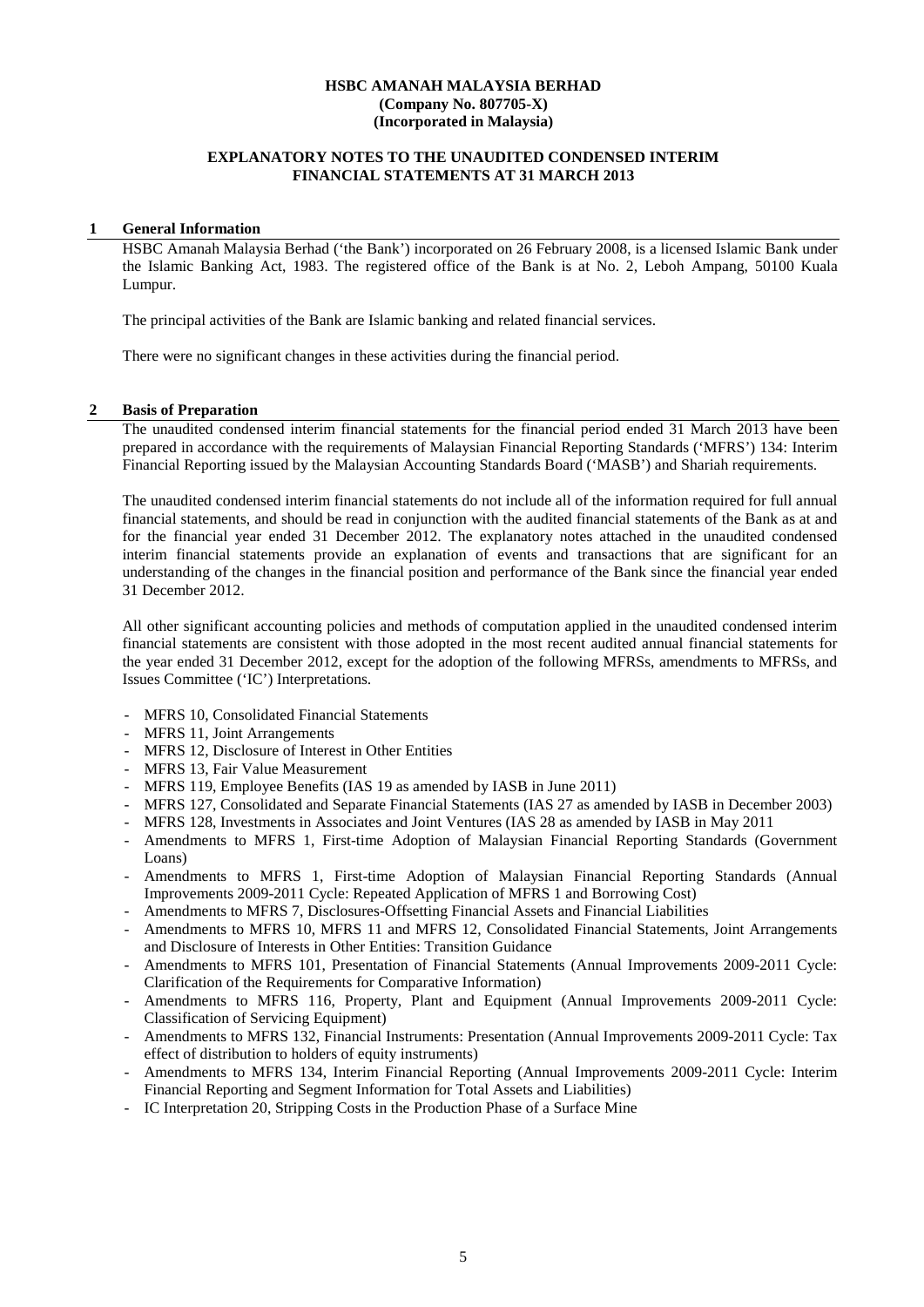**HSBC AMANAH MALAYSIA BERHAD**
**(Company No. 807705-X)**
**(Incorporated in Malaysia)**

**EXPLANATORY NOTES TO THE UNAUDITED CONDENSED INTERIM FINANCIAL STATEMENTS AT 31 MARCH 2013**

## 1 General Information

HSBC Amanah Malaysia Berhad ('the Bank') incorporated on 26 February 2008, is a licensed Islamic Bank under the Islamic Banking Act, 1983. The registered office of the Bank is at No. 2, Leboh Ampang, 50100 Kuala Lumpur.

The principal activities of the Bank are Islamic banking and related financial services.

There were no significant changes in these activities during the financial period.

## 2 Basis of Preparation

The unaudited condensed interim financial statements for the financial period ended 31 March 2013 have been prepared in accordance with the requirements of Malaysian Financial Reporting Standards ('MFRS') 134: Interim Financial Reporting issued by the Malaysian Accounting Standards Board ('MASB') and Shariah requirements.

The unaudited condensed interim financial statements do not include all of the information required for full annual financial statements, and should be read in conjunction with the audited financial statements of the Bank as at and for the financial year ended 31 December 2012. The explanatory notes attached in the unaudited condensed interim financial statements provide an explanation of events and transactions that are significant for an understanding of the changes in the financial position and performance of the Bank since the financial year ended 31 December 2012.

All other significant accounting policies and methods of computation applied in the unaudited condensed interim financial statements are consistent with those adopted in the most recent audited annual financial statements for the year ended 31 December 2012, except for the adoption of the following MFRSs, amendments to MFRSs, and Issues Committee ('IC') Interpretations.

- MFRS 10, Consolidated Financial Statements
- MFRS 11, Joint Arrangements
- MFRS 12, Disclosure of Interest in Other Entities
- MFRS 13, Fair Value Measurement
- MFRS 119, Employee Benefits (IAS 19 as amended by IASB in June 2011)
- MFRS 127, Consolidated and Separate Financial Statements (IAS 27 as amended by IASB in December 2003)
- MFRS 128, Investments in Associates and Joint Ventures (IAS 28 as amended by IASB in May 2011
- Amendments to MFRS 1, First-time Adoption of Malaysian Financial Reporting Standards (Government Loans)
- Amendments to MFRS 1, First-time Adoption of Malaysian Financial Reporting Standards (Annual Improvements 2009-2011 Cycle: Repeated Application of MFRS 1 and Borrowing Cost)
- Amendments to MFRS 7, Disclosures-Offsetting Financial Assets and Financial Liabilities
- Amendments to MFRS 10, MFRS 11 and MFRS 12, Consolidated Financial Statements, Joint Arrangements and Disclosure of Interests in Other Entities: Transition Guidance
- Amendments to MFRS 101, Presentation of Financial Statements (Annual Improvements 2009-2011 Cycle: Clarification of the Requirements for Comparative Information)
- Amendments to MFRS 116, Property, Plant and Equipment (Annual Improvements 2009-2011 Cycle: Classification of Servicing Equipment)
- Amendments to MFRS 132, Financial Instruments: Presentation (Annual Improvements 2009-2011 Cycle: Tax effect of distribution to holders of equity instruments)
- Amendments to MFRS 134, Interim Financial Reporting (Annual Improvements 2009-2011 Cycle: Interim Financial Reporting and Segment Information for Total Assets and Liabilities)
- IC Interpretation 20, Stripping Costs in the Production Phase of a Surface Mine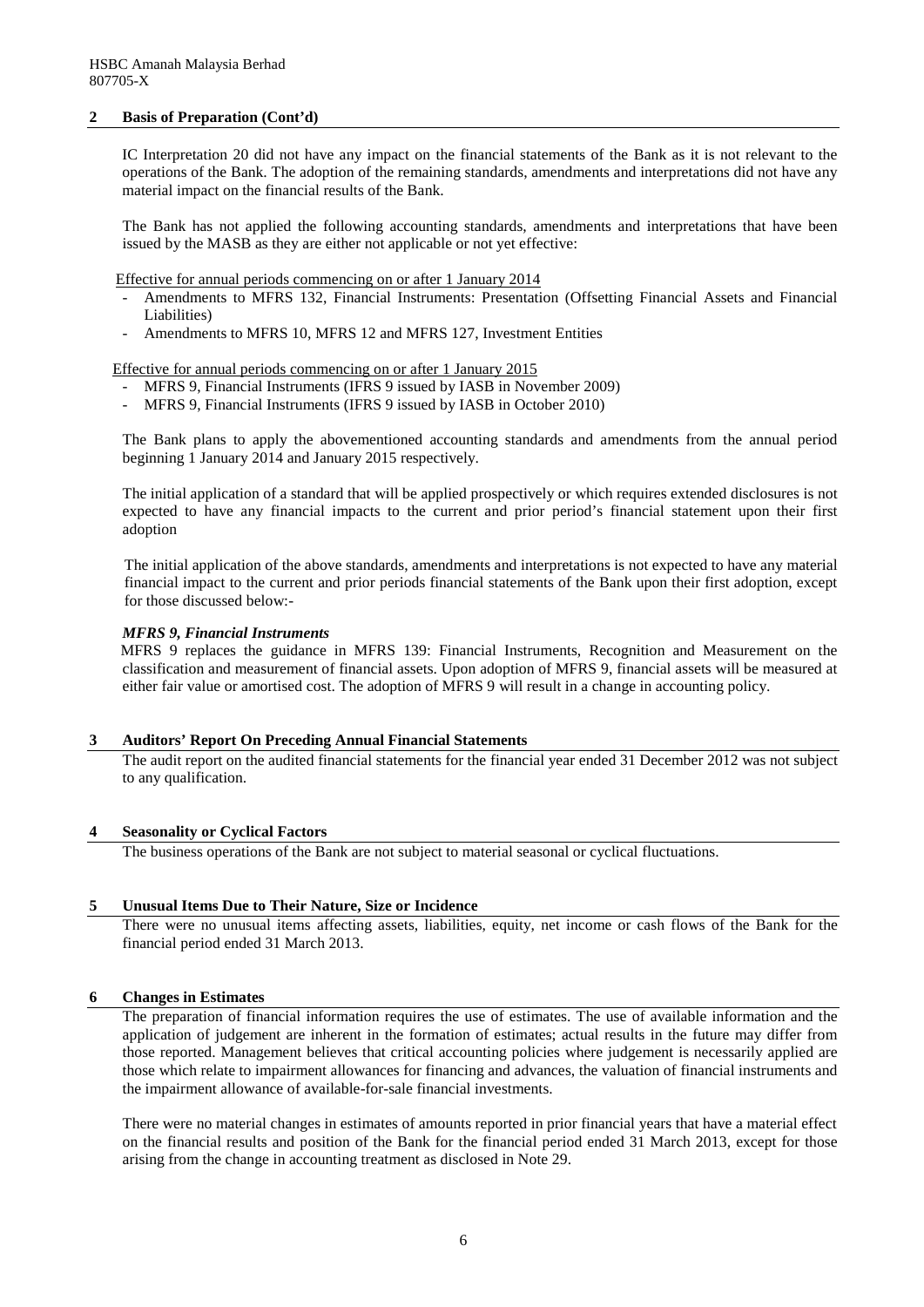## 2 Basis of Preparation (Cont'd)

IC Interpretation 20 did not have any impact on the financial statements of the Bank as it is not relevant to the operations of the Bank. The adoption of the remaining standards, amendments and interpretations did not have any material impact on the financial results of the Bank.

The Bank has not applied the following accounting standards, amendments and interpretations that have been issued by the MASB as they are either not applicable or not yet effective:

Effective for annual periods commencing on or after 1 January 2014

- Amendments to MFRS 132, Financial Instruments: Presentation (Offsetting Financial Assets and Financial Liabilities)
- Amendments to MFRS 10, MFRS 12 and MFRS 127, Investment Entities

Effective for annual periods commencing on or after 1 January 2015

- MFRS 9, Financial Instruments (IFRS 9 issued by IASB in November 2009)
- MFRS 9, Financial Instruments (IFRS 9 issued by IASB in October 2010)

The Bank plans to apply the abovementioned accounting standards and amendments from the annual period beginning 1 January 2014 and January 2015 respectively.

The initial application of a standard that will be applied prospectively or which requires extended disclosures is not expected to have any financial impacts to the current and prior period's financial statement upon their first adoption

The initial application of the above standards, amendments and interpretations is not expected to have any material financial impact to the current and prior periods financial statements of the Bank upon their first adoption, except for those discussed below:-

***MFRS 9, Financial Instruments***

MFRS 9 replaces the guidance in MFRS 139: Financial Instruments, Recognition and Measurement on the classification and measurement of financial assets. Upon adoption of MFRS 9, financial assets will be measured at either fair value or amortised cost. The adoption of MFRS 9 will result in a change in accounting policy.

## 3 Auditors' Report On Preceding Annual Financial Statements

The audit report on the audited financial statements for the financial year ended 31 December 2012 was not subject to any qualification.

## 4 Seasonality or Cyclical Factors

The business operations of the Bank are not subject to material seasonal or cyclical fluctuations.

## 5 Unusual Items Due to Their Nature, Size or Incidence

There were no unusual items affecting assets, liabilities, equity, net income or cash flows of the Bank for the financial period ended 31 March 2013.

## 6 Changes in Estimates

The preparation of financial information requires the use of estimates. The use of available information and the application of judgement are inherent in the formation of estimates; actual results in the future may differ from those reported. Management believes that critical accounting policies where judgement is necessarily applied are those which relate to impairment allowances for financing and advances, the valuation of financial instruments and the impairment allowance of available-for-sale financial investments.

There were no material changes in estimates of amounts reported in prior financial years that have a material effect on the financial results and position of the Bank for the financial period ended 31 March 2013, except for those arising from the change in accounting treatment as disclosed in Note 29.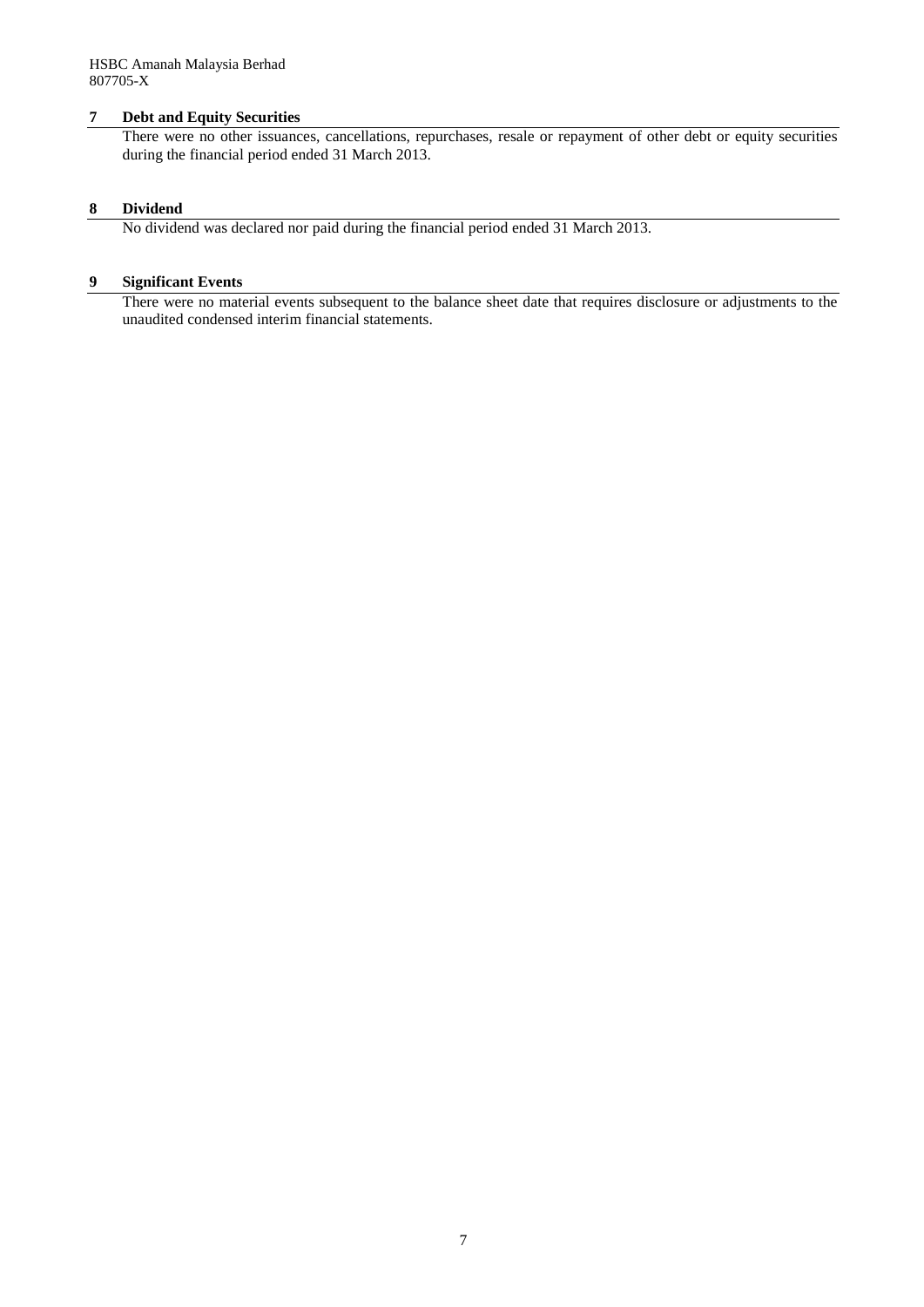## 7 Debt and Equity Securities

There were no other issuances, cancellations, repurchases, resale or repayment of other debt or equity securities during the financial period ended 31 March 2013.

## 8 Dividend

No dividend was declared nor paid during the financial period ended 31 March 2013.

## 9 Significant Events

There were no material events subsequent to the balance sheet date that requires disclosure or adjustments to the unaudited condensed interim financial statements.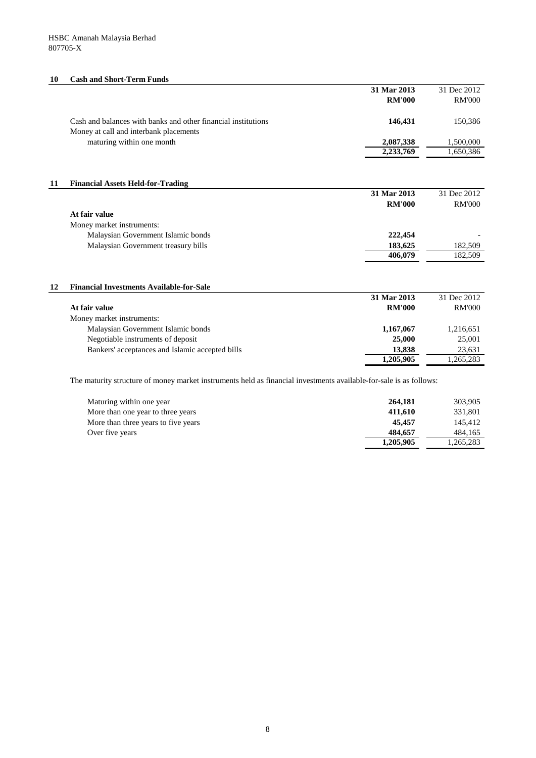HSBC Amanah Malaysia Berhad
807705-X

## 10 Cash and Short-Term Funds

| | 31 Mar 2013 RM'000 | 31 Dec 2012 RM'000 |
|---|---|---|
| Cash and balances with banks and other financial institutions | **146,431** | 150,386 |
| Money at call and interbank placements maturing within one month | **2,087,338** | 1,500,000 |
| | **2,233,769** | 1,650,386 |

## 11 Financial Assets Held-for-Trading

| | 31 Mar 2013 RM'000 | 31 Dec 2012 RM'000 |
|---|---|---|
| **At fair value** | | |
| Money market instruments: | | |
| Malaysian Government Islamic bonds | **222,454** | - |
| Malaysian Government treasury bills | **183,625** | 182,509 |
| | **406,079** | 182,509 |

## 12 Financial Investments Available-for-Sale

| | 31 Mar 2013 RM'000 | 31 Dec 2012 RM'000 |
|---|---|---|
| **At fair value** | | |
| Money market instruments: | | |
| Malaysian Government Islamic bonds | **1,167,067** | 1,216,651 |
| Negotiable instruments of deposit | **25,000** | 25,001 |
| Bankers' acceptances and Islamic accepted bills | **13,838** | 23,631 |
| | **1,205,905** | 1,265,283 |

The maturity structure of money market instruments held as financial investments available-for-sale is as follows:

| | 31 Mar 2013 RM'000 | 31 Dec 2012 RM'000 |
|---|---|---|
| Maturing within one year | **264,181** | 303,905 |
| More than one year to three years | **411,610** | 331,801 |
| More than three years to five years | **45,457** | 145,412 |
| Over five years | **484,657** | 484,165 |
| | **1,205,905** | 1,265,283 |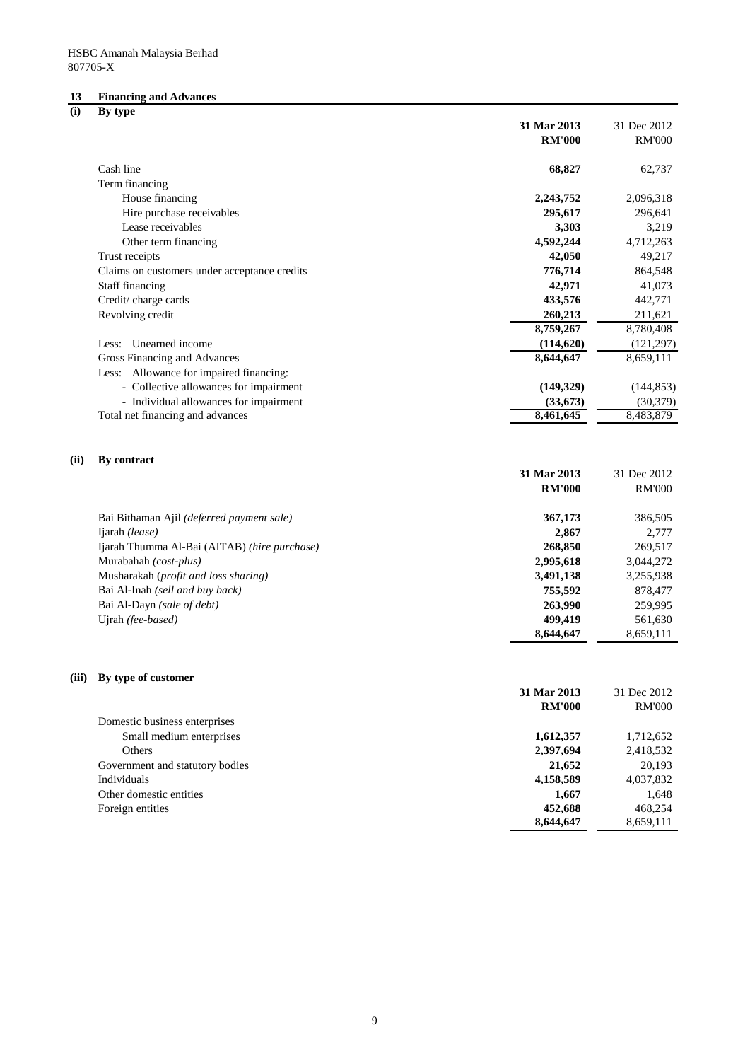HSBC Amanah Malaysia Berhad
807705-X

## 13 Financing and Advances

### (i) By type

| | 31 Mar 2013 RM'000 | 31 Dec 2012 RM'000 |
|---|---|---|
| Cash line | **68,827** | 62,737 |
| Term financing | | |
| House financing | **2,243,752** | 2,096,318 |
| Hire purchase receivables | **295,617** | 296,641 |
| Lease receivables | **3,303** | 3,219 |
| Other term financing | **4,592,244** | 4,712,263 |
| Trust receipts | **42,050** | 49,217 |
| Claims on customers under acceptance credits | **776,714** | 864,548 |
| Staff financing | **42,971** | 41,073 |
| Credit/ charge cards | **433,576** | 442,771 |
| Revolving credit | **260,213** | 211,621 |
| | **8,759,267** | 8,780,408 |
| Less: Unearned income | **(114,620)** | (121,297) |
| Gross Financing and Advances | **8,644,647** | 8,659,111 |
| Less: Allowance for impaired financing: | | |
| - Collective allowances for impairment | **(149,329)** | (144,853) |
| - Individual allowances for impairment | **(33,673)** | (30,379) |
| Total net financing and advances | **8,461,645** | 8,483,879 |

### (ii) By contract

| | 31 Mar 2013 RM'000 | 31 Dec 2012 RM'000 |
|---|---|---|
| Bai Bithaman Ajil *(deferred payment sale)* | **367,173** | 386,505 |
| Ijarah *(lease)* | **2,867** | 2,777 |
| Ijarah Thumma Al-Bai (AITAB) *(hire purchase)* | **268,850** | 269,517 |
| Murabahah *(cost-plus)* | **2,995,618** | 3,044,272 |
| Musharakah *(profit and loss sharing)* | **3,491,138** | 3,255,938 |
| Bai Al-Inah *(sell and buy back)* | **755,592** | 878,477 |
| Bai Al-Dayn *(sale of debt)* | **263,990** | 259,995 |
| Ujrah *(fee-based)* | **499,419** | 561,630 |
| | **8,644,647** | 8,659,111 |

### (iii) By type of customer

| | 31 Mar 2013 RM'000 | 31 Dec 2012 RM'000 |
|---|---|---|
| Domestic business enterprises | | |
| Small medium enterprises | **1,612,357** | 1,712,652 |
| Others | **2,397,694** | 2,418,532 |
| Government and statutory bodies | **21,652** | 20,193 |
| Individuals | **4,158,589** | 4,037,832 |
| Other domestic entities | **1,667** | 1,648 |
| Foreign entities | **452,688** | 468,254 |
| | **8,644,647** | 8,659,111 |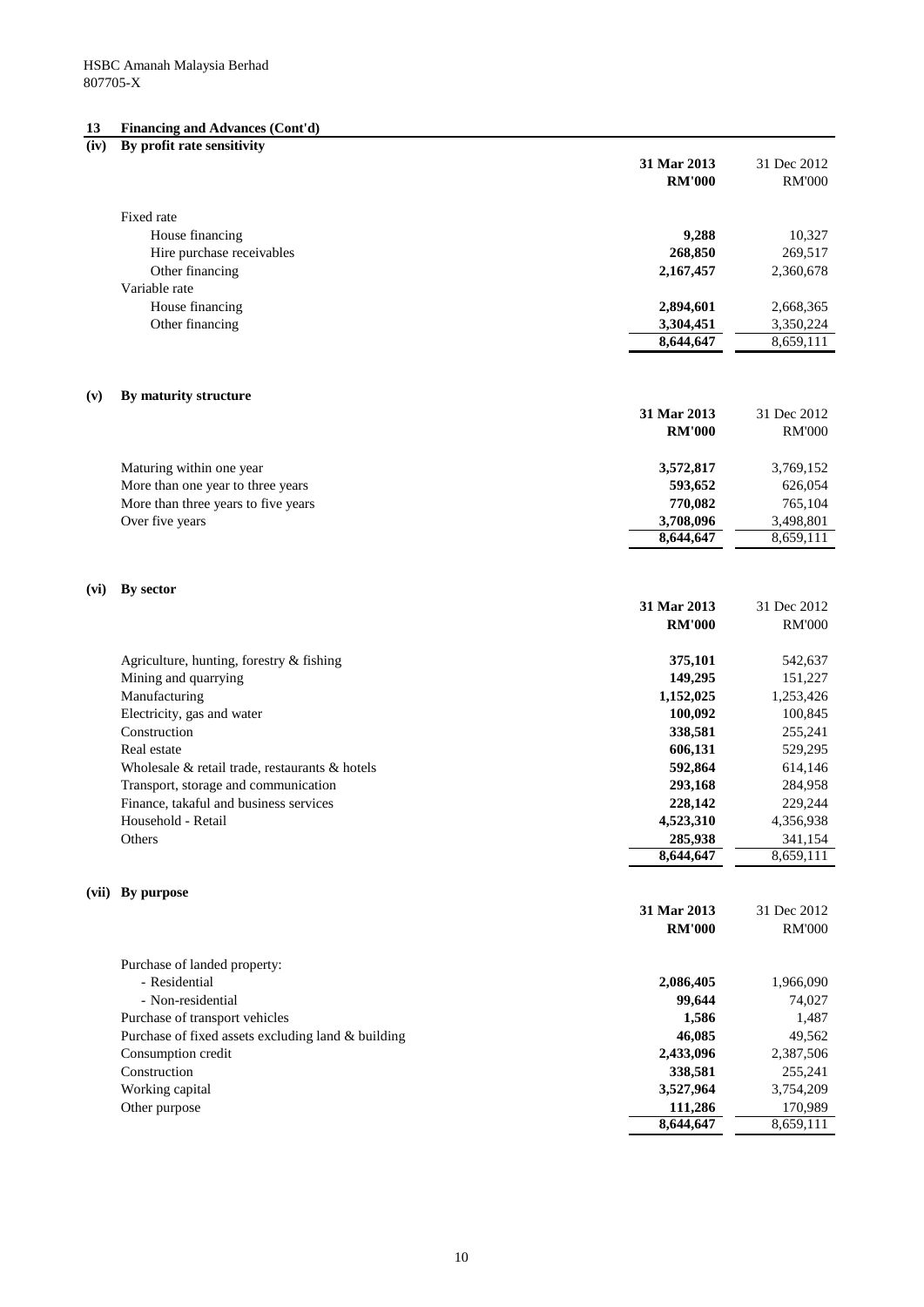HSBC Amanah Malaysia Berhad
807705-X

## 13 Financing and Advances (Cont'd)

### (iv) By profit rate sensitivity

| | 31 Mar 2013 RM'000 | 31 Dec 2012 RM'000 |
|---|---|---|
| Fixed rate | | |
| House financing | **9,288** | 10,327 |
| Hire purchase receivables | **268,850** | 269,517 |
| Other financing | **2,167,457** | 2,360,678 |
| Variable rate | | |
| House financing | **2,894,601** | 2,668,365 |
| Other financing | **3,304,451** | 3,350,224 |
| | **8,644,647** | 8,659,111 |

### (v) By maturity structure

| | 31 Mar 2013 RM'000 | 31 Dec 2012 RM'000 |
|---|---|---|
| Maturing within one year | **3,572,817** | 3,769,152 |
| More than one year to three years | **593,652** | 626,054 |
| More than three years to five years | **770,082** | 765,104 |
| Over five years | **3,708,096** | 3,498,801 |
| | **8,644,647** | 8,659,111 |

### (vi) By sector

| | 31 Mar 2013 RM'000 | 31 Dec 2012 RM'000 |
|---|---|---|
| Agriculture, hunting, forestry & fishing | **375,101** | 542,637 |
| Mining and quarrying | **149,295** | 151,227 |
| Manufacturing | **1,152,025** | 1,253,426 |
| Electricity, gas and water | **100,092** | 100,845 |
| Construction | **338,581** | 255,241 |
| Real estate | **606,131** | 529,295 |
| Wholesale & retail trade, restaurants & hotels | **592,864** | 614,146 |
| Transport, storage and communication | **293,168** | 284,958 |
| Finance, takaful and business services | **228,142** | 229,244 |
| Household - Retail | **4,523,310** | 4,356,938 |
| Others | **285,938** | 341,154 |
| | **8,644,647** | 8,659,111 |

### (vii) By purpose

| | 31 Mar 2013 RM'000 | 31 Dec 2012 RM'000 |
|---|---|---|
| Purchase of landed property: | | |
| - Residential | **2,086,405** | 1,966,090 |
| - Non-residential | **99,644** | 74,027 |
| Purchase of transport vehicles | **1,586** | 1,487 |
| Purchase of fixed assets excluding land & building | **46,085** | 49,562 |
| Consumption credit | **2,433,096** | 2,387,506 |
| Construction | **338,581** | 255,241 |
| Working capital | **3,527,964** | 3,754,209 |
| Other purpose | **111,286** | 170,989 |
| | **8,644,647** | 8,659,111 |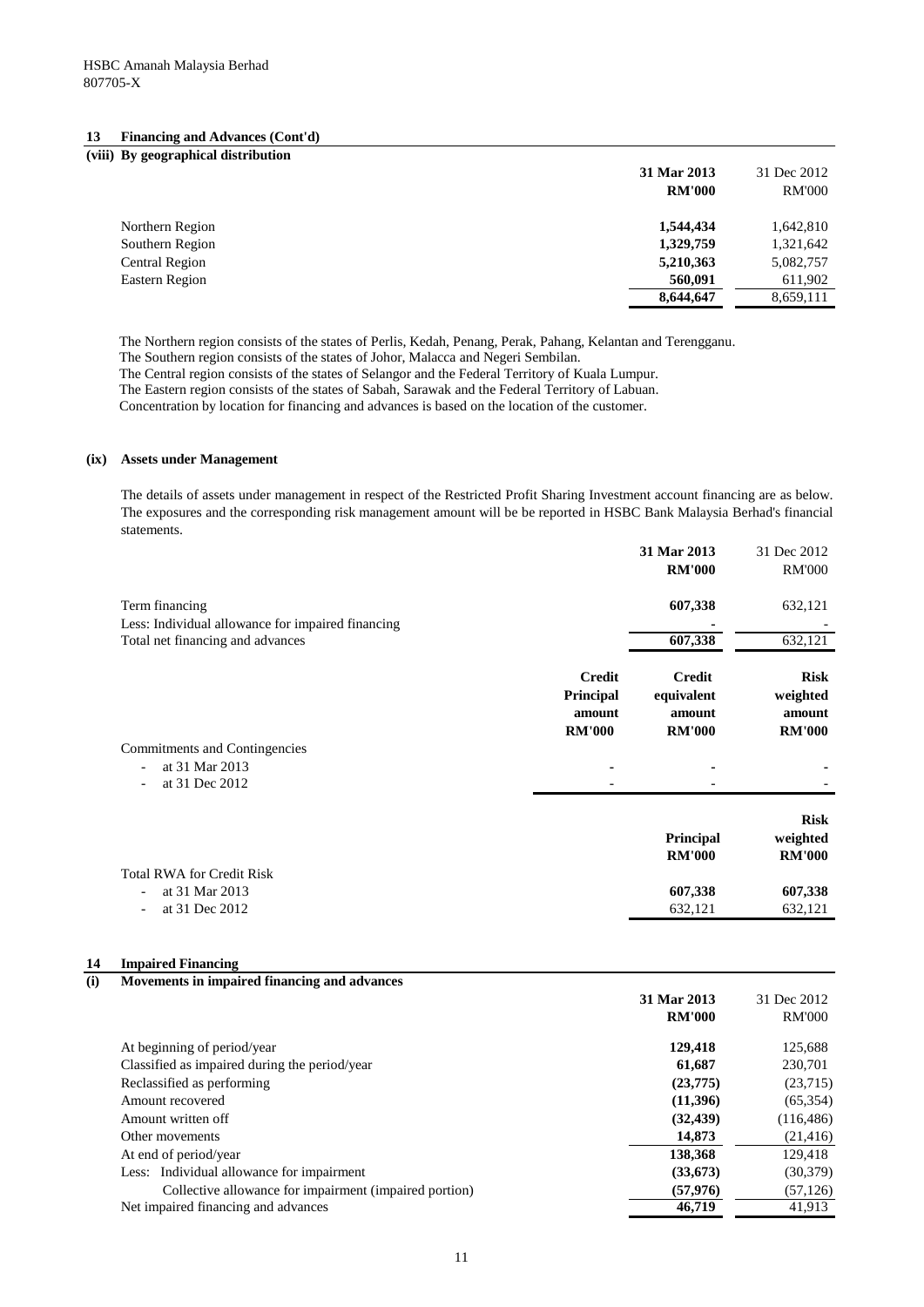HSBC Amanah Malaysia Berhad
807705-X

## 13 Financing and Advances (Cont'd)

### (viii) By geographical distribution

| | 31 Mar 2013 RM'000 | 31 Dec 2012 RM'000 |
|---|---|---|
| Northern Region | **1,544,434** | 1,642,810 |
| Southern Region | **1,329,759** | 1,321,642 |
| Central Region | **5,210,363** | 5,082,757 |
| Eastern Region | **560,091** | 611,902 |
| | **8,644,647** | 8,659,111 |

The Northern region consists of the states of Perlis, Kedah, Penang, Perak, Pahang, Kelantan and Terengganu.
The Southern region consists of the states of Johor, Malacca and Negeri Sembilan.
The Central region consists of the states of Selangor and the Federal Territory of Kuala Lumpur.
The Eastern region consists of the states of Sabah, Sarawak and the Federal Territory of Labuan.
Concentration by location for financing and advances is based on the location of the customer.

### (ix) Assets under Management

The details of assets under management in respect of the Restricted Profit Sharing Investment account financing are as below. The exposures and the corresponding risk management amount will be be reported in HSBC Bank Malaysia Berhad's financial statements.

| | 31 Mar 2013 RM'000 | 31 Dec 2012 RM'000 |
|---|---|---|
| Term financing | **607,338** | 632,121 |
| Less: Individual allowance for impaired financing | **-** | - |
| Total net financing and advances | **607,338** | 632,121 |

| | Credit Principal amount RM'000 | Credit equivalent amount RM'000 | Risk weighted amount RM'000 |
|---|---|---|---|
| Commitments and Contingencies | | | |
| - at 31 Mar 2013 | **-** | **-** | **-** |
| - at 31 Dec 2012 | - | - | - |

| | Principal RM'000 | Risk weighted RM'000 |
|---|---|---|
| Total RWA for Credit Risk | | |
| - at 31 Mar 2013 | **607,338** | **607,338** |
| - at 31 Dec 2012 | 632,121 | 632,121 |

## 14 Impaired Financing

### (i) Movements in impaired financing and advances

| | 31 Mar 2013 RM'000 | 31 Dec 2012 RM'000 |
|---|---|---|
| At beginning of period/year | **129,418** | 125,688 |
| Classified as impaired during the period/year | **61,687** | 230,701 |
| Reclassified as performing | **(23,775)** | (23,715) |
| Amount recovered | **(11,396)** | (65,354) |
| Amount written off | **(32,439)** | (116,486) |
| Other movements | **14,873** | (21,416) |
| At end of period/year | **138,368** | 129,418 |
| Less: Individual allowance for impairment | **(33,673)** | (30,379) |
| Collective allowance for impairment (impaired portion) | **(57,976)** | (57,126) |
| Net impaired financing and advances | **46,719** | 41,913 |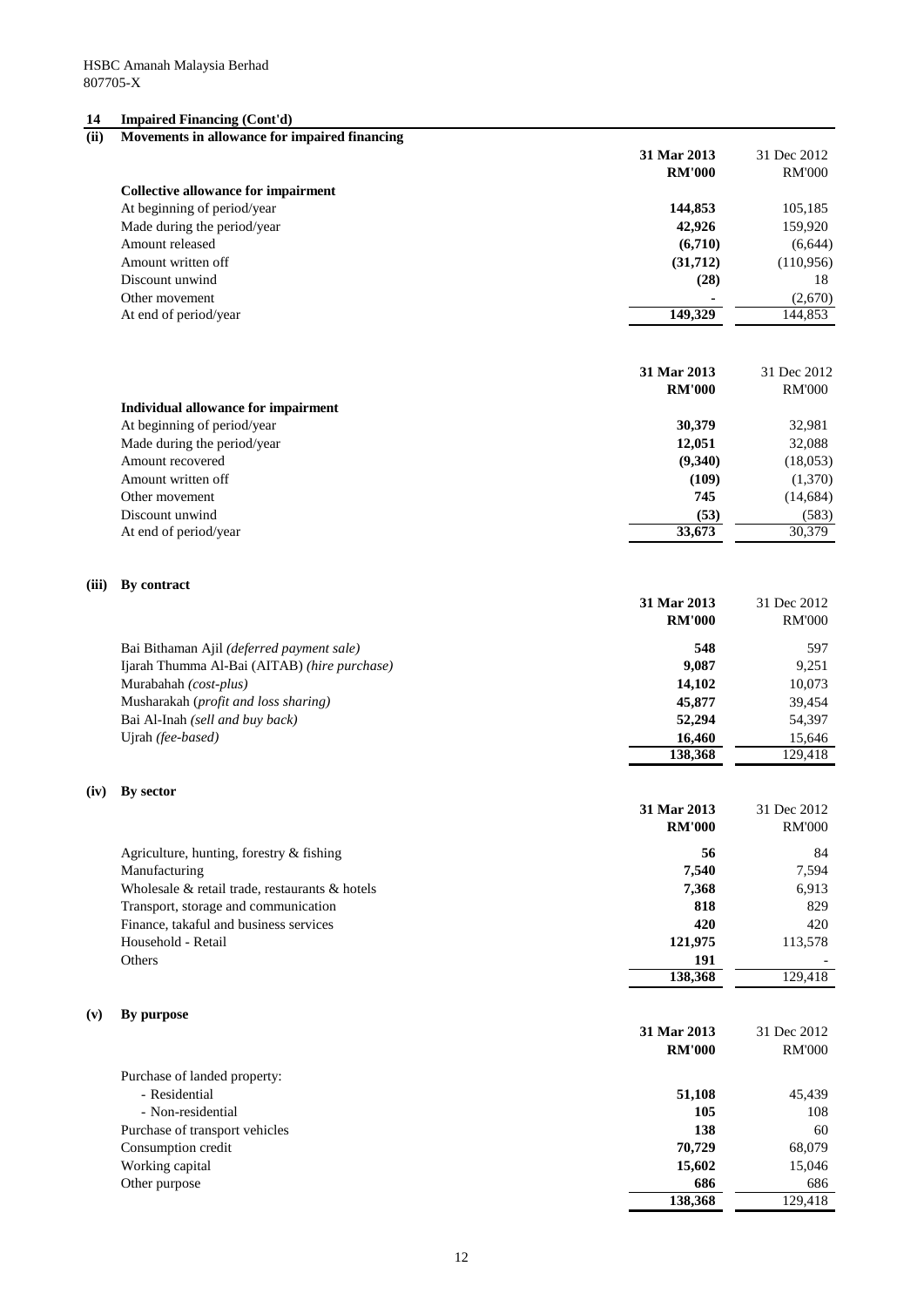HSBC Amanah Malaysia Berhad
807705-X

## 14 Impaired Financing (Cont'd)

### (ii) Movements in allowance for impaired financing

| | **31 Mar 2013** | 31 Dec 2012 |
|---|---|---|
| | **RM'000** | RM'000 |
| **Collective allowance for impairment** | | |
| At beginning of period/year | **144,853** | 105,185 |
| Made during the period/year | **42,926** | 159,920 |
| Amount released | **(6,710)** | (6,644) |
| Amount written off | **(31,712)** | (110,956) |
| Discount unwind | **(28)** | 18 |
| Other movement | **-** | (2,670) |
| At end of period/year | **149,329** | 144,853 |

| | **31 Mar 2013** | 31 Dec 2012 |
|---|---|---|
| | **RM'000** | RM'000 |
| **Individual allowance for impairment** | | |
| At beginning of period/year | **30,379** | 32,981 |
| Made during the period/year | **12,051** | 32,088 |
| Amount recovered | **(9,340)** | (18,053) |
| Amount written off | **(109)** | (1,370) |
| Other movement | **745** | (14,684) |
| Discount unwind | **(53)** | (583) |
| At end of period/year | **33,673** | 30,379 |

### (iii) By contract

| | **31 Mar 2013** | 31 Dec 2012 |
|---|---|---|
| | **RM'000** | RM'000 |
| Bai Bithaman Ajil *(deferred payment sale)* | **548** | 597 |
| Ijarah Thumma Al-Bai (AITAB) *(hire purchase)* | **9,087** | 9,251 |
| Murabahah *(cost-plus)* | **14,102** | 10,073 |
| Musharakah *(profit and loss sharing)* | **45,877** | 39,454 |
| Bai Al-Inah *(sell and buy back)* | **52,294** | 54,397 |
| Ujrah *(fee-based)* | **16,460** | 15,646 |
| | **138,368** | 129,418 |

### (iv) By sector

| | **31 Mar 2013** | 31 Dec 2012 |
|---|---|---|
| | **RM'000** | RM'000 |
| Agriculture, hunting, forestry & fishing | **56** | 84 |
| Manufacturing | **7,540** | 7,594 |
| Wholesale & retail trade, restaurants & hotels | **7,368** | 6,913 |
| Transport, storage and communication | **818** | 829 |
| Finance, takaful and business services | **420** | 420 |
| Household - Retail | **121,975** | 113,578 |
| Others | **191** | - |
| | **138,368** | 129,418 |

### (v) By purpose

| | **31 Mar 2013** | 31 Dec 2012 |
|---|---|---|
| | **RM'000** | RM'000 |
| Purchase of landed property: | | |
| - Residential | **51,108** | 45,439 |
| - Non-residential | **105** | 108 |
| Purchase of transport vehicles | **138** | 60 |
| Consumption credit | **70,729** | 68,079 |
| Working capital | **15,602** | 15,046 |
| Other purpose | **686** | 686 |
| | **138,368** | 129,418 |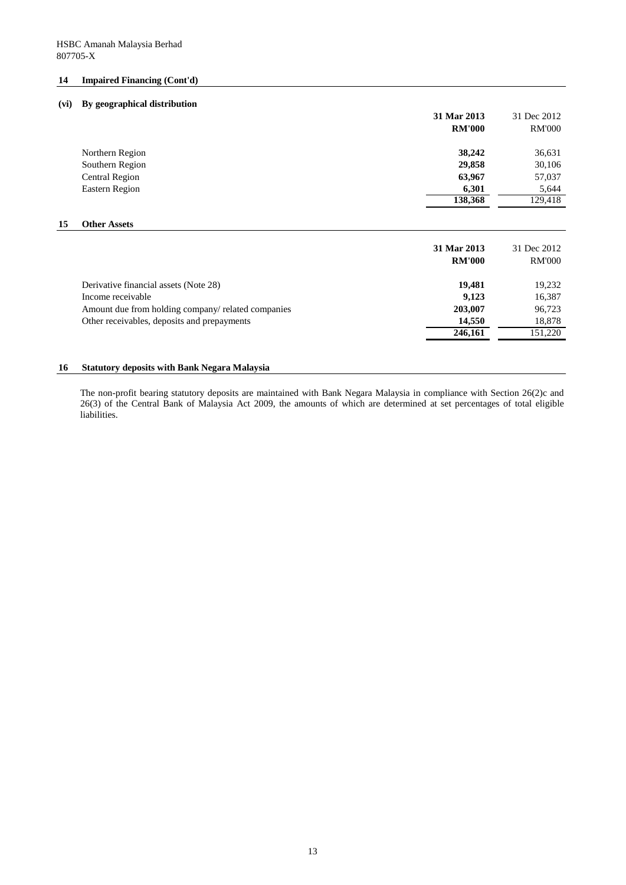HSBC Amanah Malaysia Berhad
807705-X

## 14 Impaired Financing (Cont'd)

### (vi) By geographical distribution

| | 31 Mar 2013 RM'000 | 31 Dec 2012 RM'000 |
|---|---|---|
| Northern Region | **38,242** | 36,631 |
| Southern Region | **29,858** | 30,106 |
| Central Region | **63,967** | 57,037 |
| Eastern Region | **6,301** | 5,644 |
| | **138,368** | 129,418 |

## 15 Other Assets

| | 31 Mar 2013 RM'000 | 31 Dec 2012 RM'000 |
|---|---|---|
| Derivative financial assets (Note 28) | **19,481** | 19,232 |
| Income receivable | **9,123** | 16,387 |
| Amount due from holding company/ related companies | **203,007** | 96,723 |
| Other receivables, deposits and prepayments | **14,550** | 18,878 |
| | **246,161** | 151,220 |

## 16 Statutory deposits with Bank Negara Malaysia

The non-profit bearing statutory deposits are maintained with Bank Negara Malaysia in compliance with Section 26(2)c and 26(3) of the Central Bank of Malaysia Act 2009, the amounts of which are determined at set percentages of total eligible liabilities.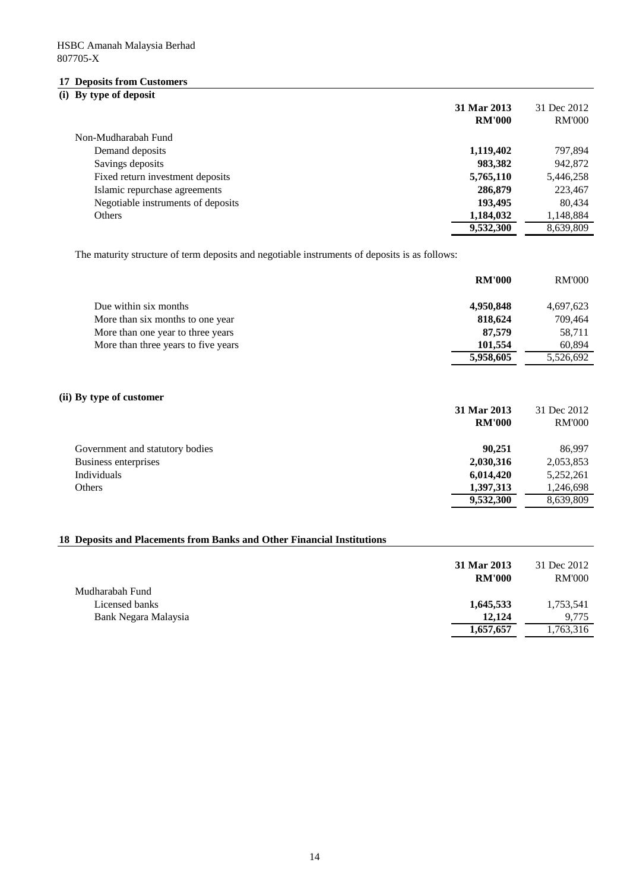HSBC Amanah Malaysia Berhad
807705-X

## 17 Deposits from Customers

### (i) By type of deposit

| | 31 Mar 2013 RM'000 | 31 Dec 2012 RM'000 |
|---|---|---|
| Non-Mudharabah Fund | | |
| Demand deposits | **1,119,402** | 797,894 |
| Savings deposits | **983,382** | 942,872 |
| Fixed return investment deposits | **5,765,110** | 5,446,258 |
| Islamic repurchase agreements | **286,879** | 223,467 |
| Negotiable instruments of deposits | **193,495** | 80,434 |
| Others | **1,184,032** | 1,148,884 |
| | **9,532,300** | 8,639,809 |

The maturity structure of term deposits and negotiable instruments of deposits is as follows:

| | RM'000 | RM'000 |
|---|---|---|
| Due within six months | **4,950,848** | 4,697,623 |
| More than six months to one year | **818,624** | 709,464 |
| More than one year to three years | **87,579** | 58,711 |
| More than three years to five years | **101,554** | 60,894 |
| | **5,958,605** | 5,526,692 |

### (ii) By type of customer

| | 31 Mar 2013 RM'000 | 31 Dec 2012 RM'000 |
|---|---|---|
| Government and statutory bodies | **90,251** | 86,997 |
| Business enterprises | **2,030,316** | 2,053,853 |
| Individuals | **6,014,420** | 5,252,261 |
| Others | **1,397,313** | 1,246,698 |
| | **9,532,300** | 8,639,809 |

## 18 Deposits and Placements from Banks and Other Financial Institutions

| | 31 Mar 2013 RM'000 | 31 Dec 2012 RM'000 |
|---|---|---|
| Mudharabah Fund | | |
| Licensed banks | **1,645,533** | 1,753,541 |
| Bank Negara Malaysia | **12,124** | 9,775 |
| | **1,657,657** | 1,763,316 |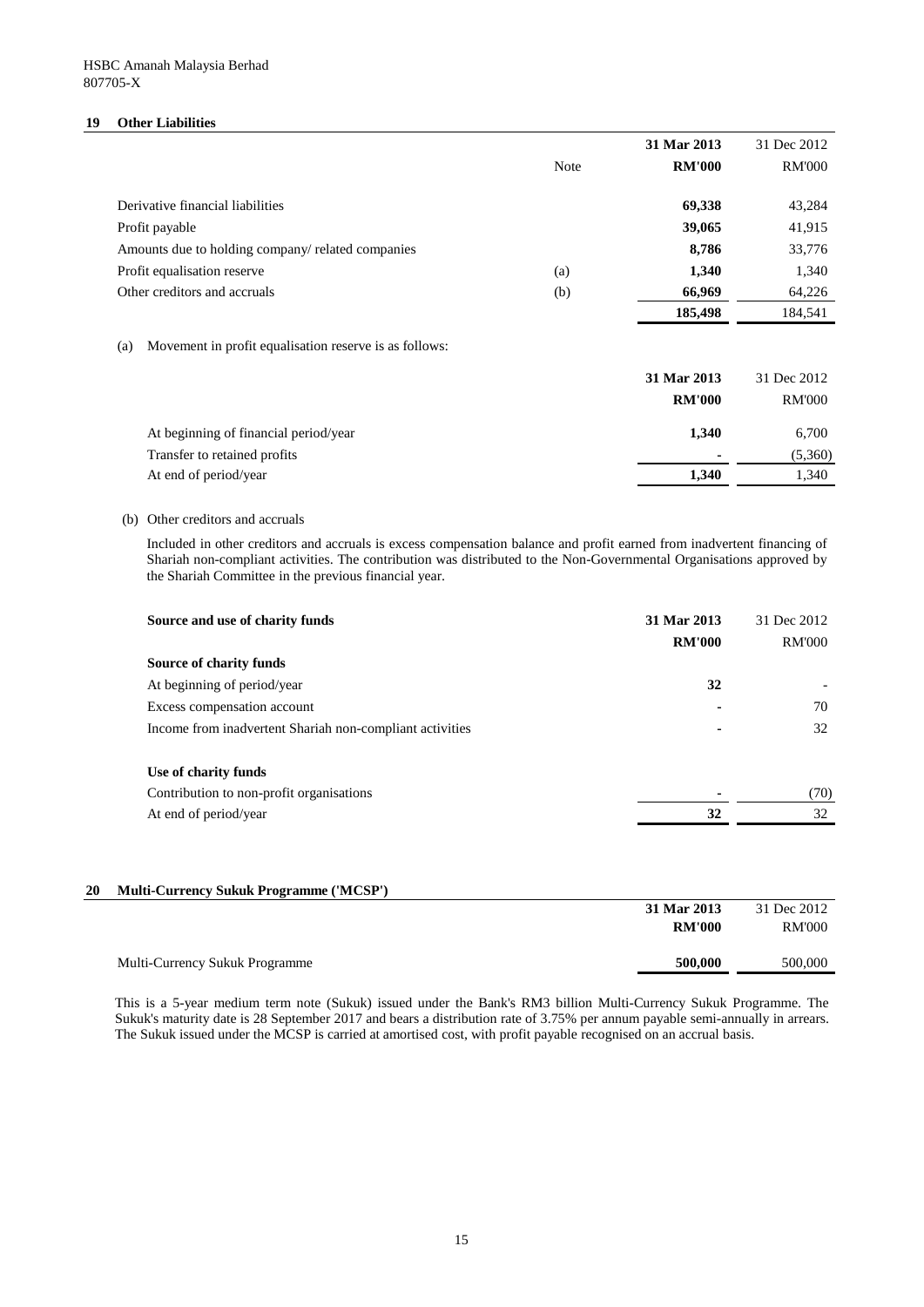HSBC Amanah Malaysia Berhad
807705-X

## 19 Other Liabilities

| | Note | 31 Mar 2013 RM'000 | 31 Dec 2012 RM'000 |
|---|---|---|---|
| Derivative financial liabilities | | **69,338** | 43,284 |
| Profit payable | | **39,065** | 41,915 |
| Amounts due to holding company/ related companies | | **8,786** | 33,776 |
| Profit equalisation reserve | (a) | **1,340** | 1,340 |
| Other creditors and accruals | (b) | **66,969** | 64,226 |
| | | **185,498** | 184,541 |

(a) Movement in profit equalisation reserve is as follows:

| | 31 Mar 2013 RM'000 | 31 Dec 2012 RM'000 |
|---|---|---|
| At beginning of financial period/year | **1,340** | 6,700 |
| Transfer to retained profits | **-** | (5,360) |
| At end of period/year | **1,340** | 1,340 |

(b) Other creditors and accruals

Included in other creditors and accruals is excess compensation balance and profit earned from inadvertent financing of Shariah non-compliant activities. The contribution was distributed to the Non-Governmental Organisations approved by the Shariah Committee in the previous financial year.

| Source and use of charity funds | 31 Mar 2013 RM'000 | 31 Dec 2012 RM'000 |
|---|---|---|
| **Source of charity funds** | | |
| At beginning of period/year | **32** | - |
| Excess compensation account | **-** | 70 |
| Income from inadvertent Shariah non-compliant activities | **-** | 32 |
| **Use of charity funds** | | |
| Contribution to non-profit organisations | **-** | (70) |
| At end of period/year | **32** | 32 |

## 20 Multi-Currency Sukuk Programme ('MCSP')

| | 31 Mar 2013 RM'000 | 31 Dec 2012 RM'000 |
|---|---|---|
| Multi-Currency Sukuk Programme | **500,000** | 500,000 |

This is a 5-year medium term note (Sukuk) issued under the Bank's RM3 billion Multi-Currency Sukuk Programme. The Sukuk's maturity date is 28 September 2017 and bears a distribution rate of 3.75% per annum payable semi-annually in arrears. The Sukuk issued under the MCSP is carried at amortised cost, with profit payable recognised on an accrual basis.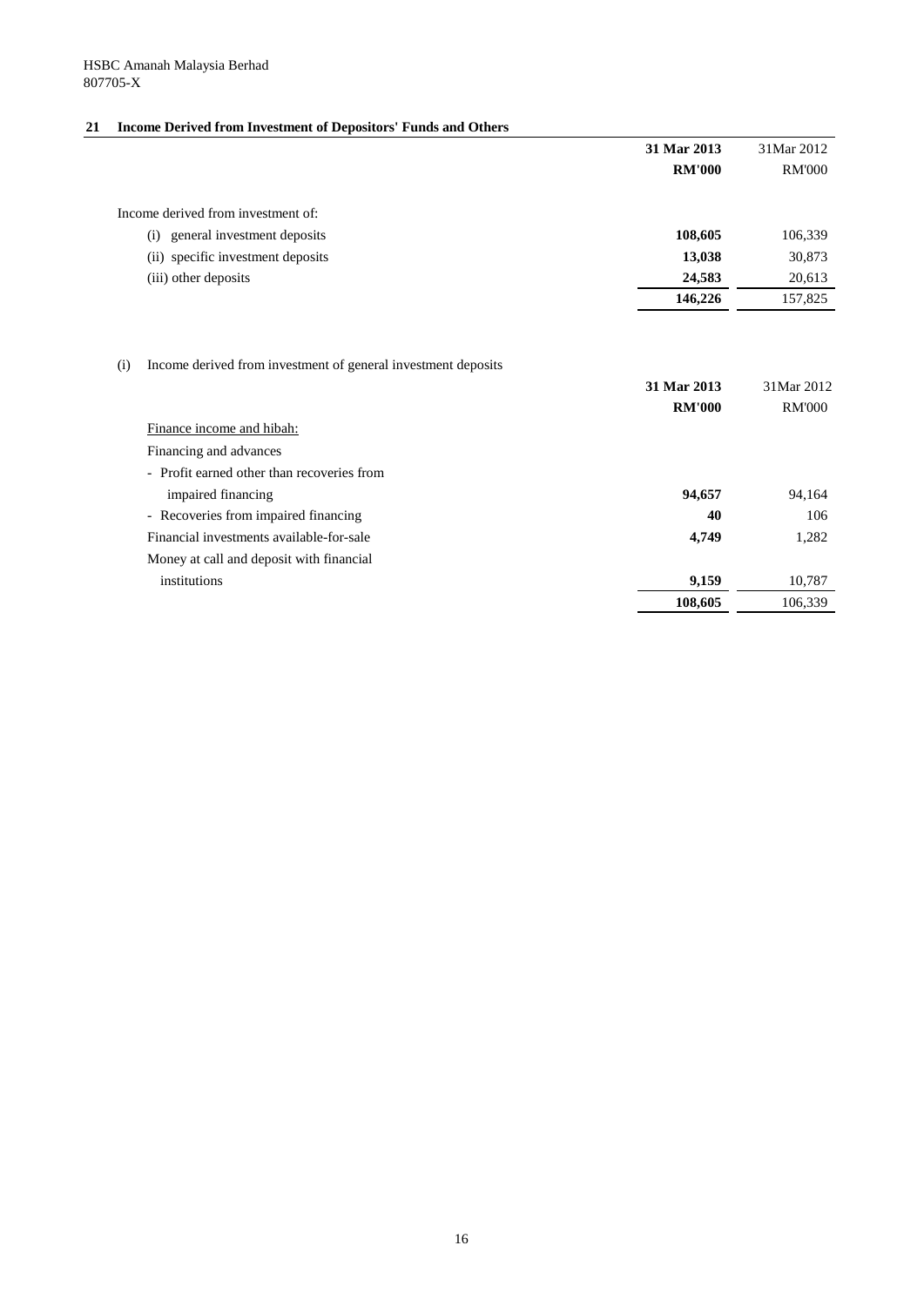HSBC Amanah Malaysia Berhad
807705-X

## 21 Income Derived from Investment of Depositors' Funds and Others

| | 31 Mar 2013 | 31Mar 2012 |
|---|---|---|
| | RM'000 | RM'000 |
| Income derived from investment of: | | |
| (i) general investment deposits | **108,605** | 106,339 |
| (ii) specific investment deposits | **13,038** | 30,873 |
| (iii) other deposits | **24,583** | 20,613 |
| | **146,226** | 157,825 |

(i) Income derived from investment of general investment deposits

| | 31 Mar 2013 | 31Mar 2012 |
|---|---|---|
| | RM'000 | RM'000 |
| Finance income and hibah: | | |
| Financing and advances | | |
| - Profit earned other than recoveries from impaired financing | **94,657** | 94,164 |
| - Recoveries from impaired financing | **40** | 106 |
| Financial investments available-for-sale | **4,749** | 1,282 |
| Money at call and deposit with financial institutions | **9,159** | 10,787 |
| | **108,605** | 106,339 |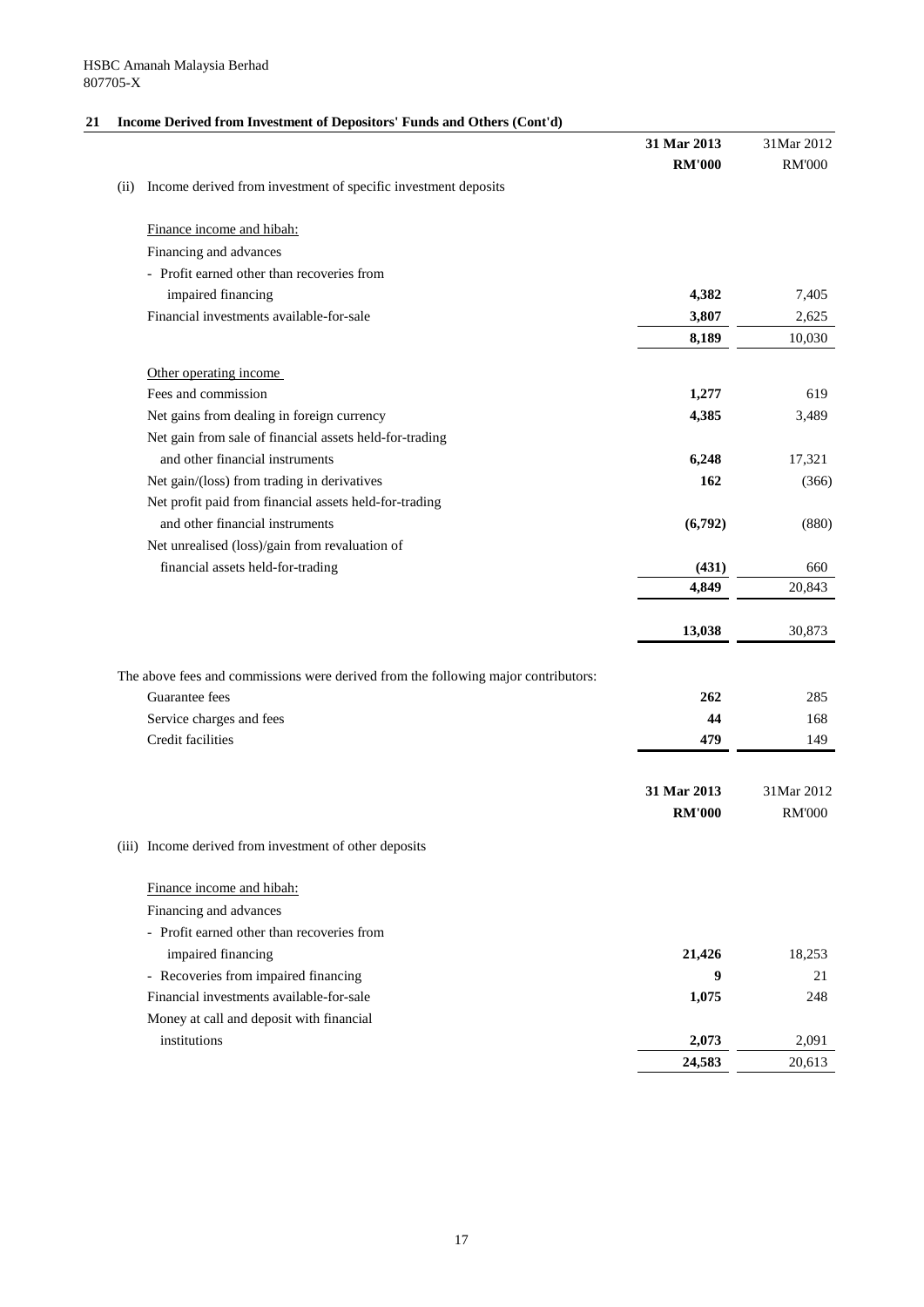HSBC Amanah Malaysia Berhad
807705-X

## 21 Income Derived from Investment of Depositors' Funds and Others (Cont'd)

| | 31 Mar 2013 | 31Mar 2012 |
|---|---|---|
| | **RM'000** | RM'000 |
| (ii) Income derived from investment of specific investment deposits | | |
| Finance income and hibah: | | |
| Financing and advances | | |
| - Profit earned other than recoveries from impaired financing | **4,382** | 7,405 |
| Financial investments available-for-sale | **3,807** | 2,625 |
| | **8,189** | 10,030 |
| Other operating income | | |
| Fees and commission | **1,277** | 619 |
| Net gains from dealing in foreign currency | **4,385** | 3,489 |
| Net gain from sale of financial assets held-for-trading and other financial instruments | **6,248** | 17,321 |
| Net gain/(loss) from trading in derivatives | **162** | (366) |
| Net profit paid from financial assets held-for-trading and other financial instruments | **(6,792)** | (880) |
| Net unrealised (loss)/gain from revaluation of financial assets held-for-trading | **(431)** | 660 |
| | **4,849** | 20,843 |
| | **13,038** | 30,873 |
| The above fees and commissions were derived from the following major contributors: | | |
| Guarantee fees | **262** | 285 |
| Service charges and fees | **44** | 168 |
| Credit facilities | **479** | 149 |

| | 31 Mar 2013 | 31Mar 2012 |
|---|---|---|
| | **RM'000** | RM'000 |
| (iii) Income derived from investment of other deposits | | |
| Finance income and hibah: | | |
| Financing and advances | | |
| - Profit earned other than recoveries from impaired financing | **21,426** | 18,253 |
| - Recoveries from impaired financing | **9** | 21 |
| Financial investments available-for-sale | **1,075** | 248 |
| Money at call and deposit with financial institutions | **2,073** | 2,091 |
| | **24,583** | 20,613 |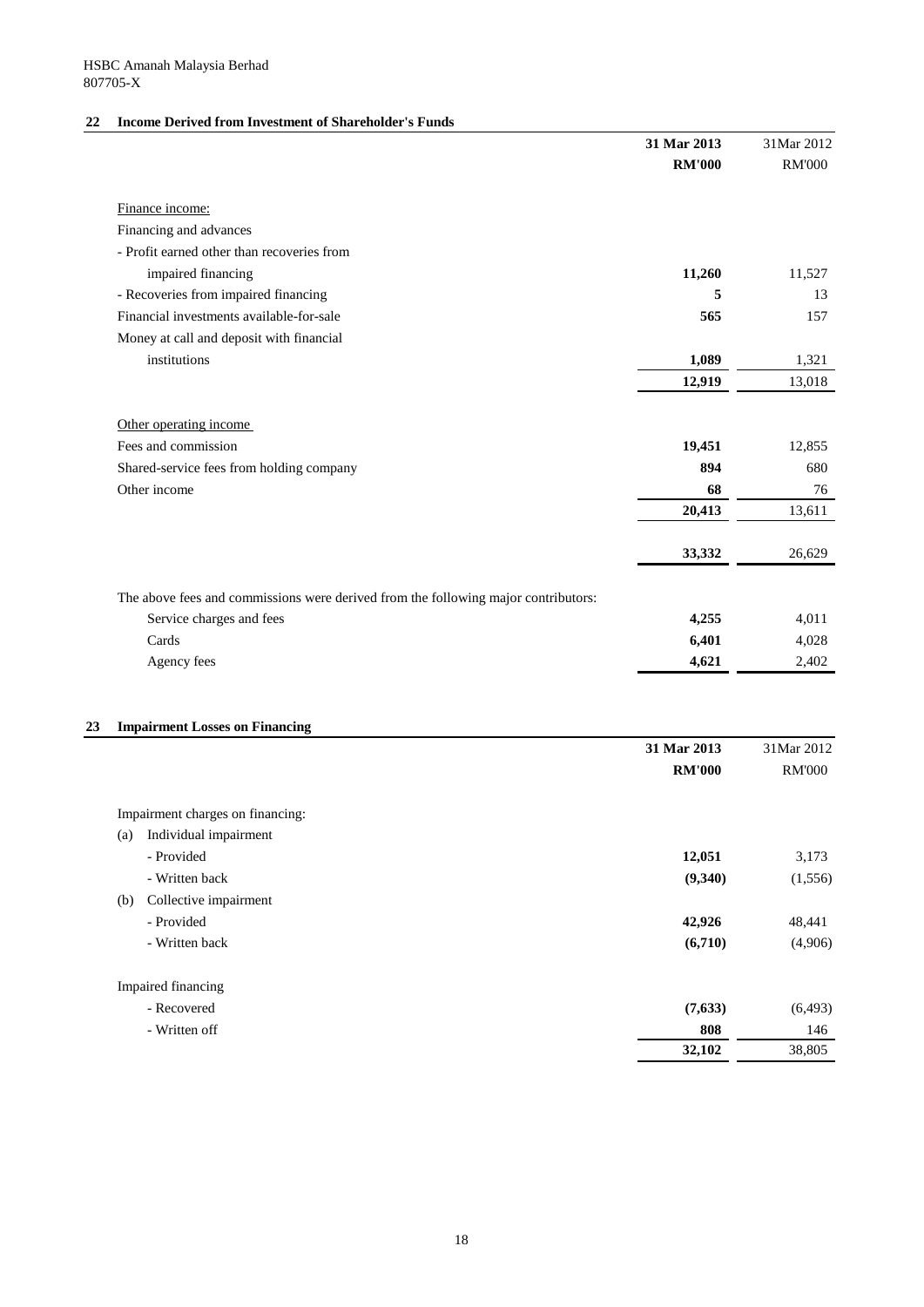HSBC Amanah Malaysia Berhad
807705-X

## 22 Income Derived from Investment of Shareholder's Funds

| | 31 Mar 2013 | 31Mar 2012 |
|---|---|---|
| | **RM'000** | RM'000 |
| Finance income: | | |
| Financing and advances | | |
| - Profit earned other than recoveries from impaired financing | **11,260** | 11,527 |
| - Recoveries from impaired financing | **5** | 13 |
| Financial investments available-for-sale | **565** | 157 |
| Money at call and deposit with financial institutions | **1,089** | 1,321 |
| | **12,919** | 13,018 |
| Other operating income | | |
| Fees and commission | **19,451** | 12,855 |
| Shared-service fees from holding company | **894** | 680 |
| Other income | **68** | 76 |
| | **20,413** | 13,611 |
| | **33,332** | 26,629 |
| The above fees and commissions were derived from the following major contributors: | | |
| Service charges and fees | **4,255** | 4,011 |
| Cards | **6,401** | 4,028 |
| Agency fees | **4,621** | 2,402 |

## 23 Impairment Losses on Financing

| | 31 Mar 2013 | 31Mar 2012 |
|---|---|---|
| | **RM'000** | RM'000 |
| Impairment charges on financing: | | |
| (a) Individual impairment | | |
| - Provided | **12,051** | 3,173 |
| - Written back | **(9,340)** | (1,556) |
| (b) Collective impairment | | |
| - Provided | **42,926** | 48,441 |
| - Written back | **(6,710)** | (4,906) |
| Impaired financing | | |
| - Recovered | **(7,633)** | (6,493) |
| - Written off | **808** | 146 |
| | **32,102** | 38,805 |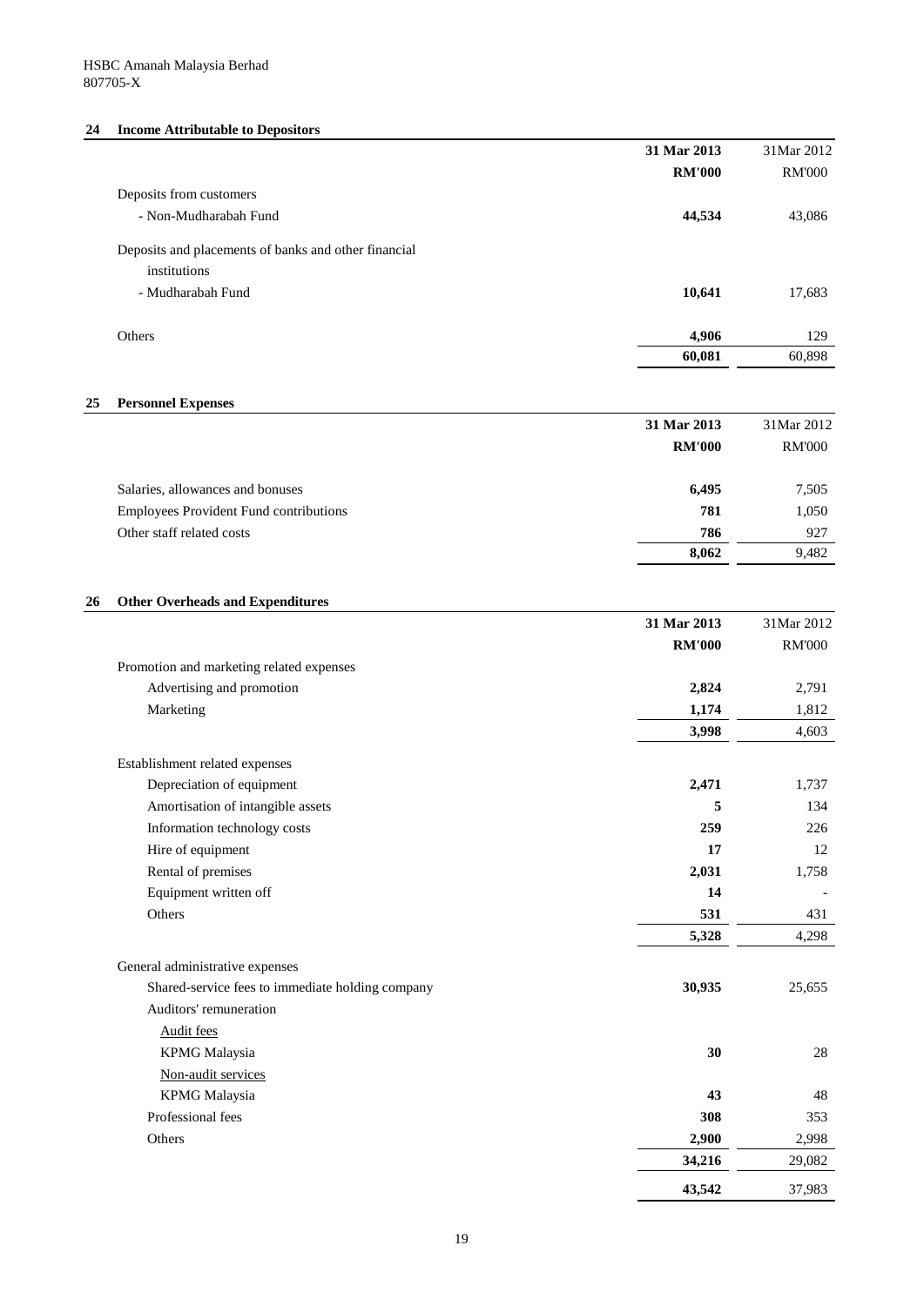HSBC Amanah Malaysia Berhad
807705-X

## 24 Income Attributable to Depositors

| | 31 Mar 2013 | 31Mar 2012 |
|---|---|---|
| | **RM'000** | RM'000 |
| Deposits from customers | | |
| - Non-Mudharabah Fund | **44,534** | 43,086 |
| Deposits and placements of banks and other financial institutions | | |
| - Mudharabah Fund | **10,641** | 17,683 |
| Others | **4,906** | 129 |
| | **60,081** | 60,898 |

## 25 Personnel Expenses

| | 31 Mar 2013 | 31Mar 2012 |
|---|---|---|
| | **RM'000** | RM'000 |
| Salaries, allowances and bonuses | **6,495** | 7,505 |
| Employees Provident Fund contributions | **781** | 1,050 |
| Other staff related costs | **786** | 927 |
| | **8,062** | 9,482 |

## 26 Other Overheads and Expenditures

| | 31 Mar 2013 | 31Mar 2012 |
|---|---|---|
| | **RM'000** | RM'000 |
| Promotion and marketing related expenses | | |
| Advertising and promotion | **2,824** | 2,791 |
| Marketing | **1,174** | 1,812 |
| | **3,998** | 4,603 |
| Establishment related expenses | | |
| Depreciation of equipment | **2,471** | 1,737 |
| Amortisation of intangible assets | **5** | 134 |
| Information technology costs | **259** | 226 |
| Hire of equipment | **17** | 12 |
| Rental of premises | **2,031** | 1,758 |
| Equipment written off | **14** | - |
| Others | **531** | 431 |
| | **5,328** | 4,298 |
| General administrative expenses | | |
| Shared-service fees to immediate holding company | **30,935** | 25,655 |
| Auditors' remuneration | | |
| Audit fees | | |
| KPMG Malaysia | **30** | 28 |
| Non-audit services | | |
| KPMG Malaysia | **43** | 48 |
| Professional fees | **308** | 353 |
| Others | **2,900** | 2,998 |
| | **34,216** | 29,082 |
| | **43,542** | 37,983 |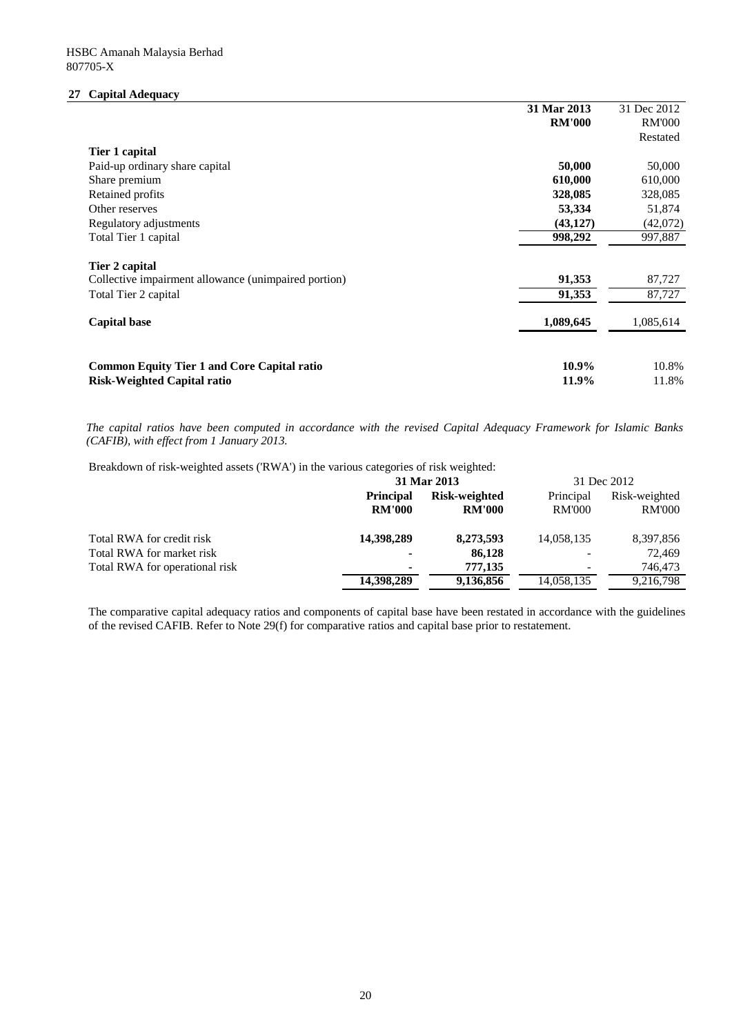HSBC Amanah Malaysia Berhad
807705-X

## 27 Capital Adequacy

| | **31 Mar 2013** | 31 Dec 2012 |
|---|---|---|
| | **RM'000** | RM'000 |
| | | Restated |
| **Tier 1 capital** | | |
| Paid-up ordinary share capital | **50,000** | 50,000 |
| Share premium | **610,000** | 610,000 |
| Retained profits | **328,085** | 328,085 |
| Other reserves | **53,334** | 51,874 |
| Regulatory adjustments | **(43,127)** | (42,072) |
| Total Tier 1 capital | **998,292** | 997,887 |
| **Tier 2 capital** | | |
| Collective impairment allowance (unimpaired portion) | **91,353** | 87,727 |
| Total Tier 2 capital | **91,353** | 87,727 |
| **Capital base** | **1,089,645** | 1,085,614 |
| **Common Equity Tier 1 and Core Capital ratio** | **10.9%** | 10.8% |
| **Risk-Weighted Capital ratio** | **11.9%** | 11.8% |

*The capital ratios have been computed in accordance with the revised Capital Adequacy Framework for Islamic Banks (CAFIB), with effect from 1 January 2013.*

Breakdown of risk-weighted assets ('RWA') in the various categories of risk weighted:

| | **31 Mar 2013** | | 31 Dec 2012 | |
|---|---|---|---|---|
| | **Principal RM'000** | **Risk-weighted RM'000** | Principal RM'000 | Risk-weighted RM'000 |
| Total RWA for credit risk | **14,398,289** | **8,273,593** | 14,058,135 | 8,397,856 |
| Total RWA for market risk | **-** | **86,128** | - | 72,469 |
| Total RWA for operational risk | **-** | **777,135** | - | 746,473 |
| | **14,398,289** | **9,136,856** | 14,058,135 | 9,216,798 |

The comparative capital adequacy ratios and components of capital base have been restated in accordance with the guidelines of the revised CAFIB. Refer to Note 29(f) for comparative ratios and capital base prior to restatement.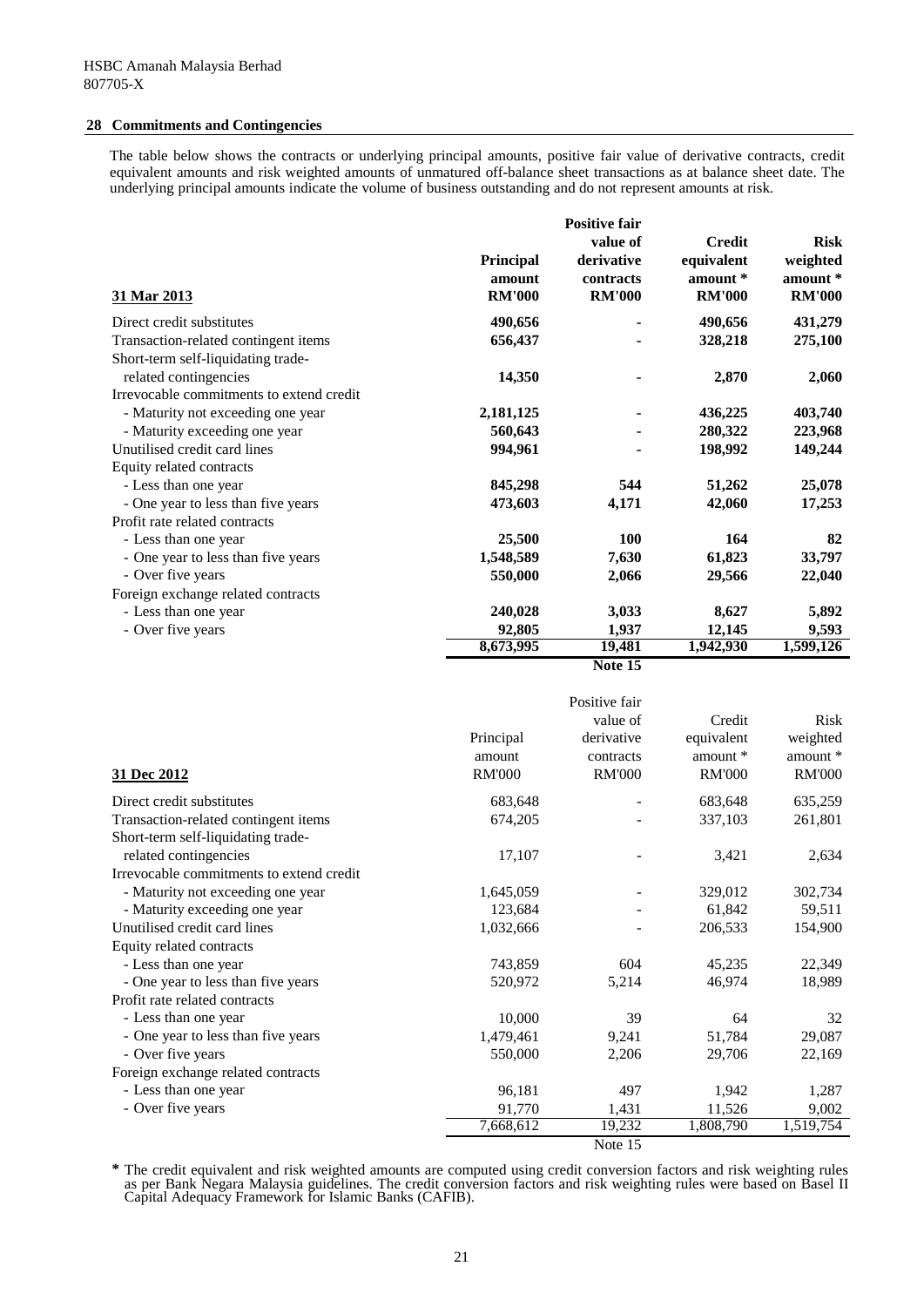HSBC Amanah Malaysia Berhad
807705-X

## 28 Commitments and Contingencies

The table below shows the contracts or underlying principal amounts, positive fair value of derivative contracts, credit equivalent amounts and risk weighted amounts of unmatured off-balance sheet transactions as at balance sheet date. The underlying principal amounts indicate the volume of business outstanding and do not represent amounts at risk.

| **31 Mar 2013** | **Principal amount RM'000** | **Positive fair value of derivative contracts RM'000** | **Credit equivalent amount \* RM'000** | **Risk weighted amount \* RM'000** |
|---|---|---|---|---|
| Direct credit substitutes | **490,656** | **-** | **490,656** | **431,279** |
| Transaction-related contingent items | **656,437** | **-** | **328,218** | **275,100** |
| Short-term self-liquidating trade-related contingencies | **14,350** | **-** | **2,870** | **2,060** |
| Irrevocable commitments to extend credit | | | | |
| - Maturity not exceeding one year | **2,181,125** | **-** | **436,225** | **403,740** |
| - Maturity exceeding one year | **560,643** | **-** | **280,322** | **223,968** |
| Unutilised credit card lines | **994,961** | **-** | **198,992** | **149,244** |
| Equity related contracts | | | | |
| - Less than one year | **845,298** | **544** | **51,262** | **25,078** |
| - One year to less than five years | **473,603** | **4,171** | **42,060** | **17,253** |
| Profit rate related contracts | | | | |
| - Less than one year | **25,500** | **100** | **164** | **82** |
| - One year to less than five years | **1,548,589** | **7,630** | **61,823** | **33,797** |
| - Over five years | **550,000** | **2,066** | **29,566** | **22,040** |
| Foreign exchange related contracts | | | | |
| - Less than one year | **240,028** | **3,033** | **8,627** | **5,892** |
| - Over five years | **92,805** | **1,937** | **12,145** | **9,593** |
| | **8,673,995** | **19,481** | **1,942,930** | **1,599,126** |
| | | **Note 15** | | |

| 31 Dec 2012 | Principal amount RM'000 | Positive fair value of derivative contracts RM'000 | Credit equivalent amount * RM'000 | Risk weighted amount * RM'000 |
|---|---|---|---|---|
| Direct credit substitutes | 683,648 | - | 683,648 | 635,259 |
| Transaction-related contingent items | 674,205 | - | 337,103 | 261,801 |
| Short-term self-liquidating trade-related contingencies | 17,107 | - | 3,421 | 2,634 |
| Irrevocable commitments to extend credit | | | | |
| - Maturity not exceeding one year | 1,645,059 | - | 329,012 | 302,734 |
| - Maturity exceeding one year | 123,684 | - | 61,842 | 59,511 |
| Unutilised credit card lines | 1,032,666 | - | 206,533 | 154,900 |
| Equity related contracts | | | | |
| - Less than one year | 743,859 | 604 | 45,235 | 22,349 |
| - One year to less than five years | 520,972 | 5,214 | 46,974 | 18,989 |
| Profit rate related contracts | | | | |
| - Less than one year | 10,000 | 39 | 64 | 32 |
| - One year to less than five years | 1,479,461 | 9,241 | 51,784 | 29,087 |
| - Over five years | 550,000 | 2,206 | 29,706 | 22,169 |
| Foreign exchange related contracts | | | | |
| - Less than one year | 96,181 | 497 | 1,942 | 1,287 |
| - Over five years | 91,770 | 1,431 | 11,526 | 9,002 |
| | 7,668,612 | 19,232 | 1,808,790 | 1,519,754 |
| | | Note 15 | | |

**\*** The credit equivalent and risk weighted amounts are computed using credit conversion factors and risk weighting rules as per Bank Negara Malaysia guidelines. The credit conversion factors and risk weighting rules were based on Basel II Capital Adequacy Framework for Islamic Banks (CAFIB).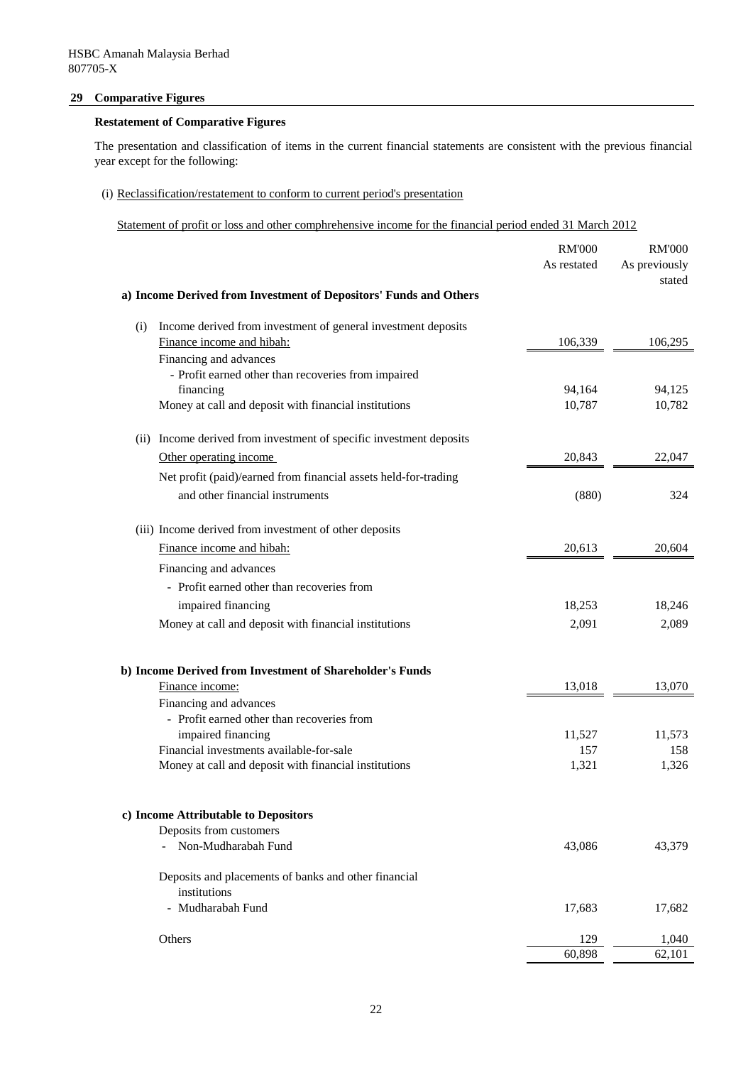HSBC Amanah Malaysia Berhad
807705-X

## 29 Comparative Figures

### Restatement of Comparative Figures

The presentation and classification of items in the current financial statements are consistent with the previous financial year except for the following:

(i) Reclassification/restatement to conform to current period's presentation

Statement of profit or loss and other comphrehensive income for the financial period ended 31 March 2012

| | RM'000<br>As restated | RM'000<br>As previously stated |
|---|---|---|
| **a) Income Derived from Investment of Depositors' Funds and Others** | | |
| (i) Income derived from investment of general investment deposits | | |
| Finance income and hibah: | 106,339 | 106,295 |
| Financing and advances | | |
| - Profit earned other than recoveries from impaired financing | 94,164 | 94,125 |
| Money at call and deposit with financial institutions | 10,787 | 10,782 |
| (ii) Income derived from investment of specific investment deposits | | |
| Other operating income | 20,843 | 22,047 |
| Net profit (paid)/earned from financial assets held-for-trading and other financial instruments | (880) | 324 |
| (iii) Income derived from investment of other deposits | | |
| Finance income and hibah: | 20,613 | 20,604 |
| Financing and advances | | |
| - Profit earned other than recoveries from impaired financing | 18,253 | 18,246 |
| Money at call and deposit with financial institutions | 2,091 | 2,089 |
| **b) Income Derived from Investment of Shareholder's Funds** | | |
| Finance income: | 13,018 | 13,070 |
| Financing and advances | | |
| - Profit earned other than recoveries from impaired financing | 11,527 | 11,573 |
| Financial investments available-for-sale | 157 | 158 |
| Money at call and deposit with financial institutions | 1,321 | 1,326 |
| **c) Income Attributable to Depositors** | | |
| Deposits from customers | | |
| - Non-Mudharabah Fund | 43,086 | 43,379 |
| Deposits and placements of banks and other financial institutions | | |
| - Mudharabah Fund | 17,683 | 17,682 |
| Others | 129 | 1,040 |
| | 60,898 | 62,101 |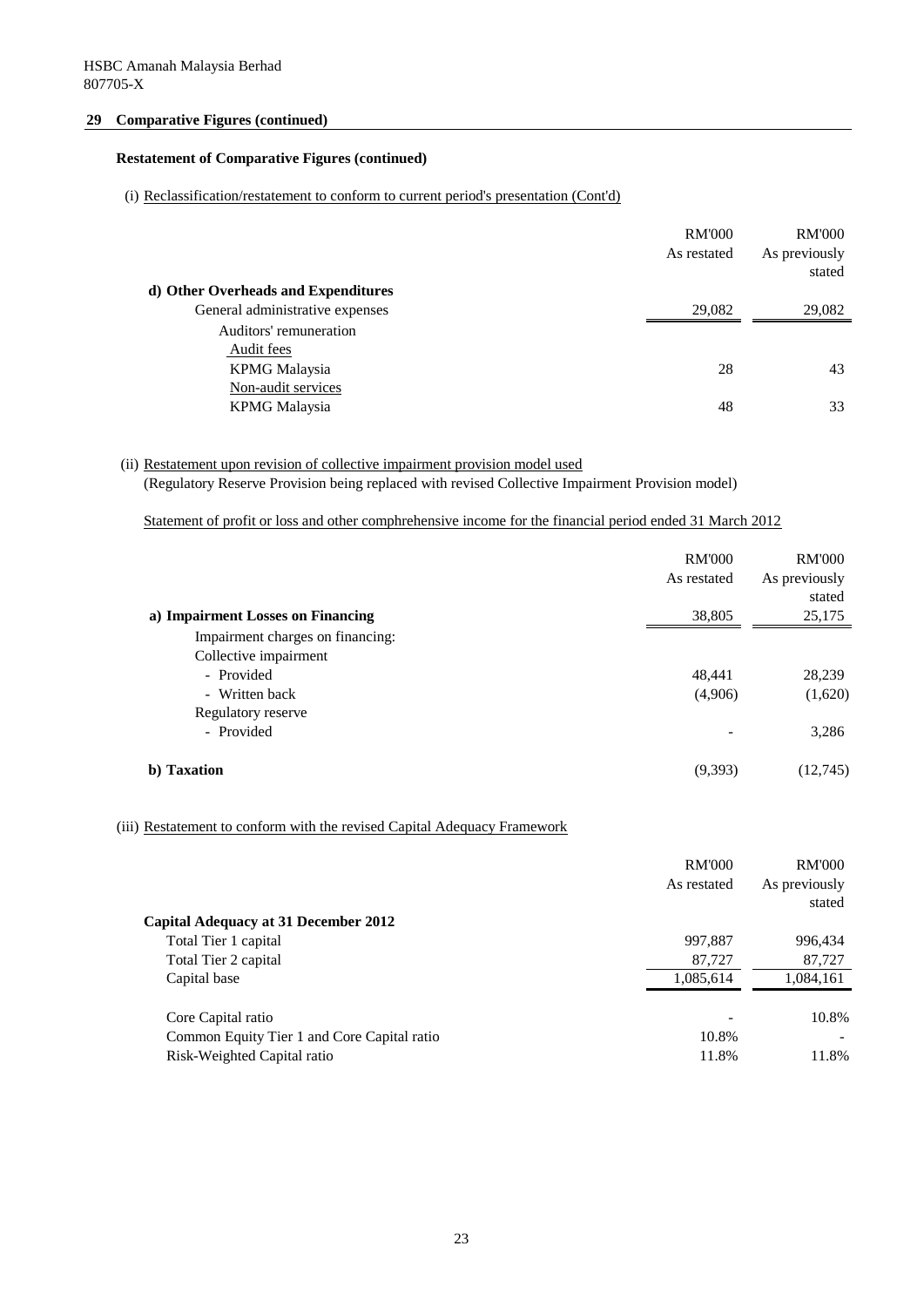HSBC Amanah Malaysia Berhad
807705-X

## 29 Comparative Figures (continued)

### Restatement of Comparative Figures (continued)

(i) Reclassification/restatement to conform to current period's presentation (Cont'd)

| | RM'000 As restated | RM'000 As previously stated |
|---|---|---|
| **d) Other Overheads and Expenditures** | | |
| General administrative expenses | 29,082 | 29,082 |
| Auditors' remuneration | | |
| Audit fees | | |
| KPMG Malaysia | 28 | 43 |
| Non-audit services | | |
| KPMG Malaysia | 48 | 33 |

(ii) Restatement upon revision of collective impairment provision model used
(Regulatory Reserve Provision being replaced with revised Collective Impairment Provision model)

Statement of profit or loss and other comphrehensive income for the financial period ended 31 March 2012

| | RM'000 As restated | RM'000 As previously stated |
|---|---|---|
| **a) Impairment Losses on Financing** | 38,805 | 25,175 |
| Impairment charges on financing: | | |
| Collective impairment | | |
| - Provided | 48,441 | 28,239 |
| - Written back | (4,906) | (1,620) |
| Regulatory reserve | | |
| - Provided | - | 3,286 |
| **b) Taxation** | (9,393) | (12,745) |

(iii) Restatement to conform with the revised Capital Adequacy Framework

| | RM'000 As restated | RM'000 As previously stated |
|---|---|---|
| **Capital Adequacy at 31 December 2012** | | |
| Total Tier 1 capital | 997,887 | 996,434 |
| Total Tier 2 capital | 87,727 | 87,727 |
| Capital base | 1,085,614 | 1,084,161 |
| Core Capital ratio | - | 10.8% |
| Common Equity Tier 1 and Core Capital ratio | 10.8% | - |
| Risk-Weighted Capital ratio | 11.8% | 11.8% |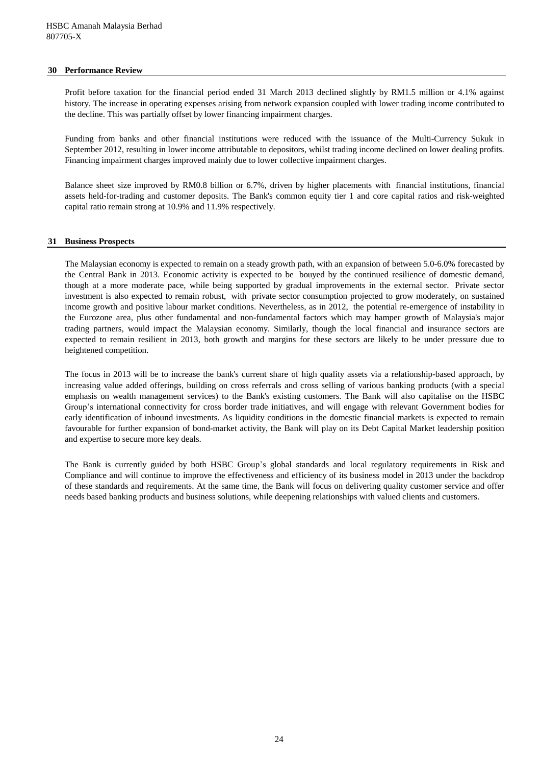## 30 Performance Review

Profit before taxation for the financial period ended 31 March 2013 declined slightly by RM1.5 million or 4.1% against history. The increase in operating expenses arising from network expansion coupled with lower trading income contributed to the decline. This was partially offset by lower financing impairment charges.

Funding from banks and other financial institutions were reduced with the issuance of the Multi-Currency Sukuk in September 2012, resulting in lower income attributable to depositors, whilst trading income declined on lower dealing profits. Financing impairment charges improved mainly due to lower collective impairment charges.

Balance sheet size improved by RM0.8 billion or 6.7%, driven by higher placements with financial institutions, financial assets held-for-trading and customer deposits. The Bank's common equity tier 1 and core capital ratios and risk-weighted capital ratio remain strong at 10.9% and 11.9% respectively.

## 31 Business Prospects

The Malaysian economy is expected to remain on a steady growth path, with an expansion of between 5.0-6.0% forecasted by the Central Bank in 2013. Economic activity is expected to be bouyed by the continued resilience of domestic demand, though at a more moderate pace, while being supported by gradual improvements in the external sector. Private sector investment is also expected to remain robust, with private sector consumption projected to grow moderately, on sustained income growth and positive labour market conditions. Nevertheless, as in 2012, the potential re-emergence of instability in the Eurozone area, plus other fundamental and non-fundamental factors which may hamper growth of Malaysia's major trading partners, would impact the Malaysian economy. Similarly, though the local financial and insurance sectors are expected to remain resilient in 2013, both growth and margins for these sectors are likely to be under pressure due to heightened competition.

The focus in 2013 will be to increase the bank's current share of high quality assets via a relationship-based approach, by increasing value added offerings, building on cross referrals and cross selling of various banking products (with a special emphasis on wealth management services) to the Bank's existing customers. The Bank will also capitalise on the HSBC Group's international connectivity for cross border trade initiatives, and will engage with relevant Government bodies for early identification of inbound investments. As liquidity conditions in the domestic financial markets is expected to remain favourable for further expansion of bond-market activity, the Bank will play on its Debt Capital Market leadership position and expertise to secure more key deals.

The Bank is currently guided by both HSBC Group's global standards and local regulatory requirements in Risk and Compliance and will continue to improve the effectiveness and efficiency of its business model in 2013 under the backdrop of these standards and requirements. At the same time, the Bank will focus on delivering quality customer service and offer needs based banking products and business solutions, while deepening relationships with valued clients and customers.